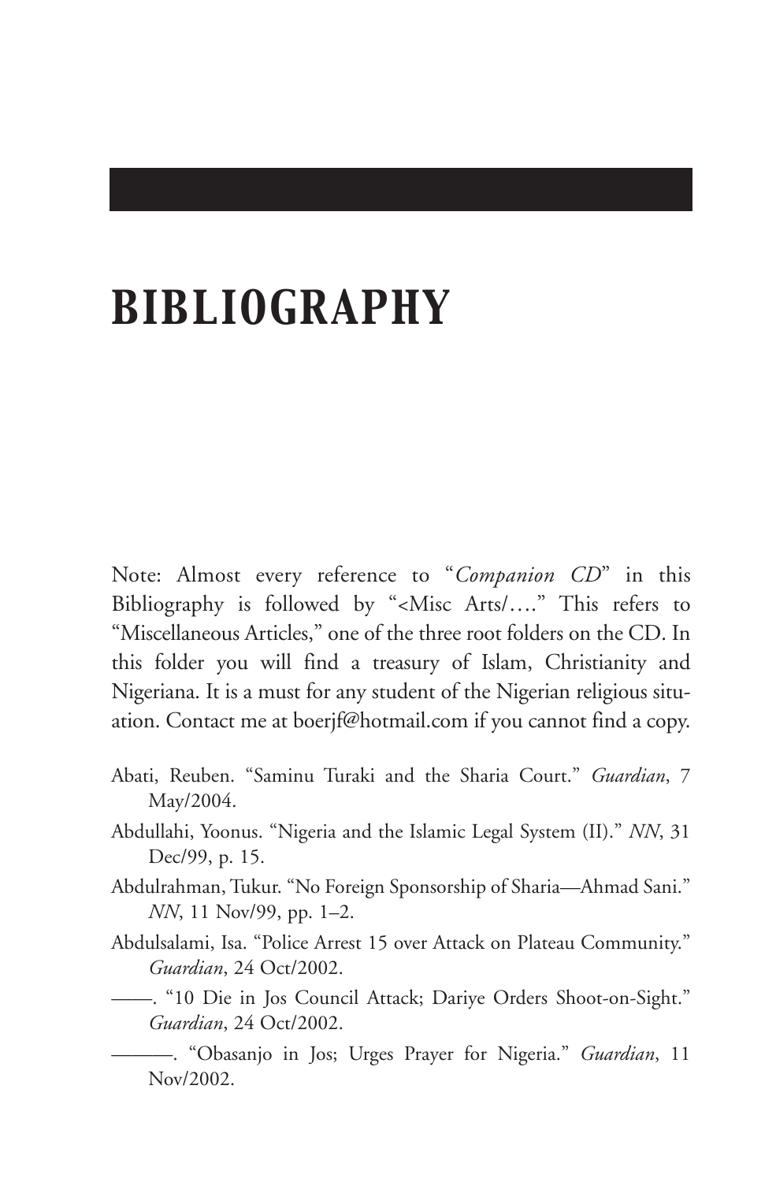# BIBLIOGRAPHY

Note: Almost every reference to "*Companion CD*" in this Bibliography is followed by "<Misc Arts/…." This refers to "Miscellaneous Articles," one of the three root folders on the CD. In this folder you will find a treasury of Islam, Christianity and Nigeriana. It is a must for any student of the Nigerian religious situation. Contact me at boerjf@hotmail.com if you cannot find a copy.

Abati, Reuben. "Saminu Turaki and the Sharia Court." *Guardian*, 7 May/2004.

Abdullahi, Yoonus. "Nigeria and the Islamic Legal System (II)." *NN*, 31 Dec/99, p. 15.

Abdulrahman, Tukur. "No Foreign Sponsorship of Sharia—Ahmad Sani." *NN*, 11 Nov/99, pp. 1–2.

Abdulsalami, Isa. "Police Arrest 15 over Attack on Plateau Community." *Guardian*, 24 Oct/2002.

——. "10 Die in Jos Council Attack; Dariye Orders Shoot-on-Sight." *Guardian*, 24 Oct/2002.

———. "Obasanjo in Jos; Urges Prayer for Nigeria." *Guardian*, 11 Nov/2002.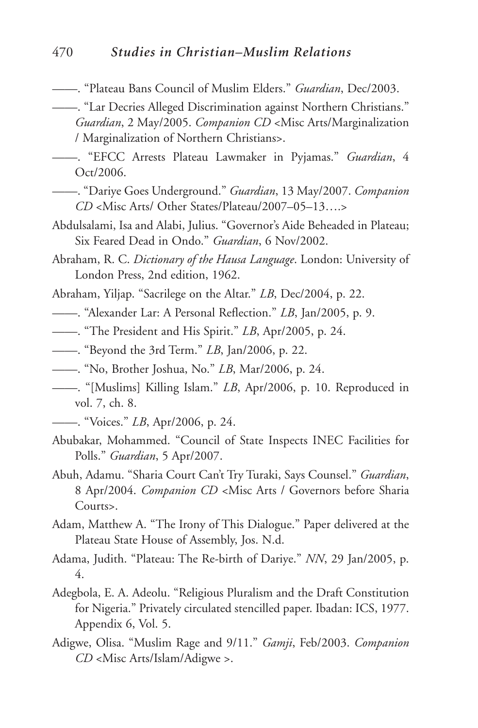——. "Plateau Bans Council of Muslim Elders." *Guardian*, Dec/2003.

——. "Lar Decries Alleged Discrimination against Northern Christians." *Guardian*, 2 May/2005. *Companion CD* <Misc Arts/Marginalization / Marginalization of Northern Christians>.

——. "EFCC Arrests Plateau Lawmaker in Pyjamas." *Guardian*, 4 Oct/2006.

——. "Dariye Goes Underground." *Guardian*, 13 May/2007. *Companion CD* <Misc Arts/ Other States/Plateau/2007–05–13….>

Abdulsalami, Isa and Alabi, Julius. "Governor's Aide Beheaded in Plateau; Six Feared Dead in Ondo." *Guardian*, 6 Nov/2002.

Abraham, R. C. *Dictionary of the Hausa Language*. London: University of London Press, 2nd edition, 1962.

Abraham, Yiljap. "Sacrilege on the Altar." *LB*, Dec/2004, p. 22.

——. "Alexander Lar: A Personal Reflection." *LB*, Jan/2005, p. 9.

——. "The President and His Spirit." *LB*, Apr/2005, p. 24.

——. "Beyond the 3rd Term." *LB*, Jan/2006, p. 22.

——. "No, Brother Joshua, No." *LB*, Mar/2006, p. 24.

——. "[Muslims] Killing Islam." *LB*, Apr/2006, p. 10. Reproduced in vol. 7, ch. 8.

——. "Voices." *LB*, Apr/2006, p. 24.

Abubakar, Mohammed. "Council of State Inspects INEC Facilities for Polls." *Guardian*, 5 Apr/2007.

Abuh, Adamu. "Sharia Court Can't Try Turaki, Says Counsel." *Guardian*, 8 Apr/2004. *Companion CD* <Misc Arts / Governors before Sharia Courts>.

Adam, Matthew A. "The Irony of This Dialogue." Paper delivered at the Plateau State House of Assembly, Jos. N.d.

Adama, Judith. "Plateau: The Re-birth of Dariye." *NN*, 29 Jan/2005, p. 4.

Adegbola, E. A. Adeolu. "Religious Pluralism and the Draft Constitution for Nigeria." Privately circulated stencilled paper. Ibadan: ICS, 1977. Appendix 6, Vol. 5.

Adigwe, Olisa. "Muslim Rage and 9/11." *Gamji*, Feb/2003. *Companion CD* <Misc Arts/Islam/Adigwe >.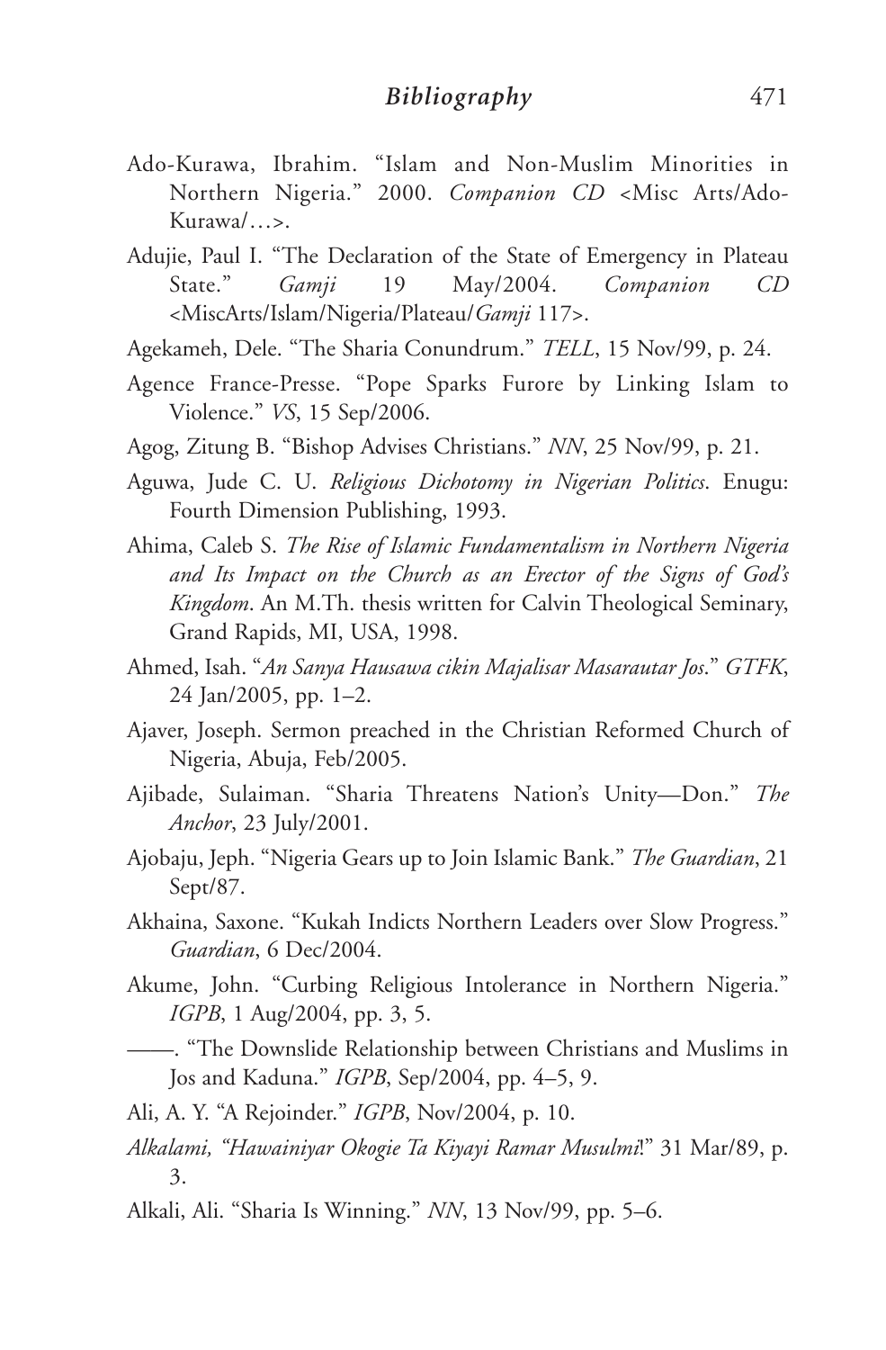Ado-Kurawa, Ibrahim. "Islam and Non-Muslim Minorities in Northern Nigeria." 2000. *Companion CD* <Misc Arts/Ado-Kurawa/…>.

Adujie, Paul I. "The Declaration of the State of Emergency in Plateau State." *Gamji* 19 May/2004. *Companion CD* <MiscArts/Islam/Nigeria/Plateau/*Gamji* 117>.

Agekameh, Dele. "The Sharia Conundrum." *TELL*, 15 Nov/99, p. 24.

Agence France-Presse. "Pope Sparks Furore by Linking Islam to Violence." *VS*, 15 Sep/2006.

Agog, Zitung B. "Bishop Advises Christians." *NN*, 25 Nov/99, p. 21.

Aguwa, Jude C. U. *Religious Dichotomy in Nigerian Politics*. Enugu: Fourth Dimension Publishing, 1993.

Ahima, Caleb S. *The Rise of Islamic Fundamentalism in Northern Nigeria and Its Impact on the Church as an Erector of the Signs of God's Kingdom*. An M.Th. thesis written for Calvin Theological Seminary, Grand Rapids, MI, USA, 1998.

Ahmed, Isah. "*An Sanya Hausawa cikin Majalisar Masarautar Jos*." *GTFK*, 24 Jan/2005, pp. 1–2.

Ajaver, Joseph. Sermon preached in the Christian Reformed Church of Nigeria, Abuja, Feb/2005.

Ajibade, Sulaiman. "Sharia Threatens Nation's Unity—Don." *The Anchor*, 23 July/2001.

Ajobaju, Jeph. "Nigeria Gears up to Join Islamic Bank." *The Guardian*, 21 Sept/87.

Akhaina, Saxone. "Kukah Indicts Northern Leaders over Slow Progress." *Guardian*, 6 Dec/2004.

Akume, John. "Curbing Religious Intolerance in Northern Nigeria." *IGPB*, 1 Aug/2004, pp. 3, 5.

——. "The Downslide Relationship between Christians and Muslims in Jos and Kaduna." *IGPB*, Sep/2004, pp. 4–5, 9.

Ali, A. Y. "A Rejoinder." *IGPB*, Nov/2004, p. 10.

*Alkalami, "Hawainiyar Okogie Ta Kiyayi Ramar Musulmi*!" 31 Mar/89, p. 3.

Alkali, Ali. "Sharia Is Winning." *NN*, 13 Nov/99, pp. 5–6.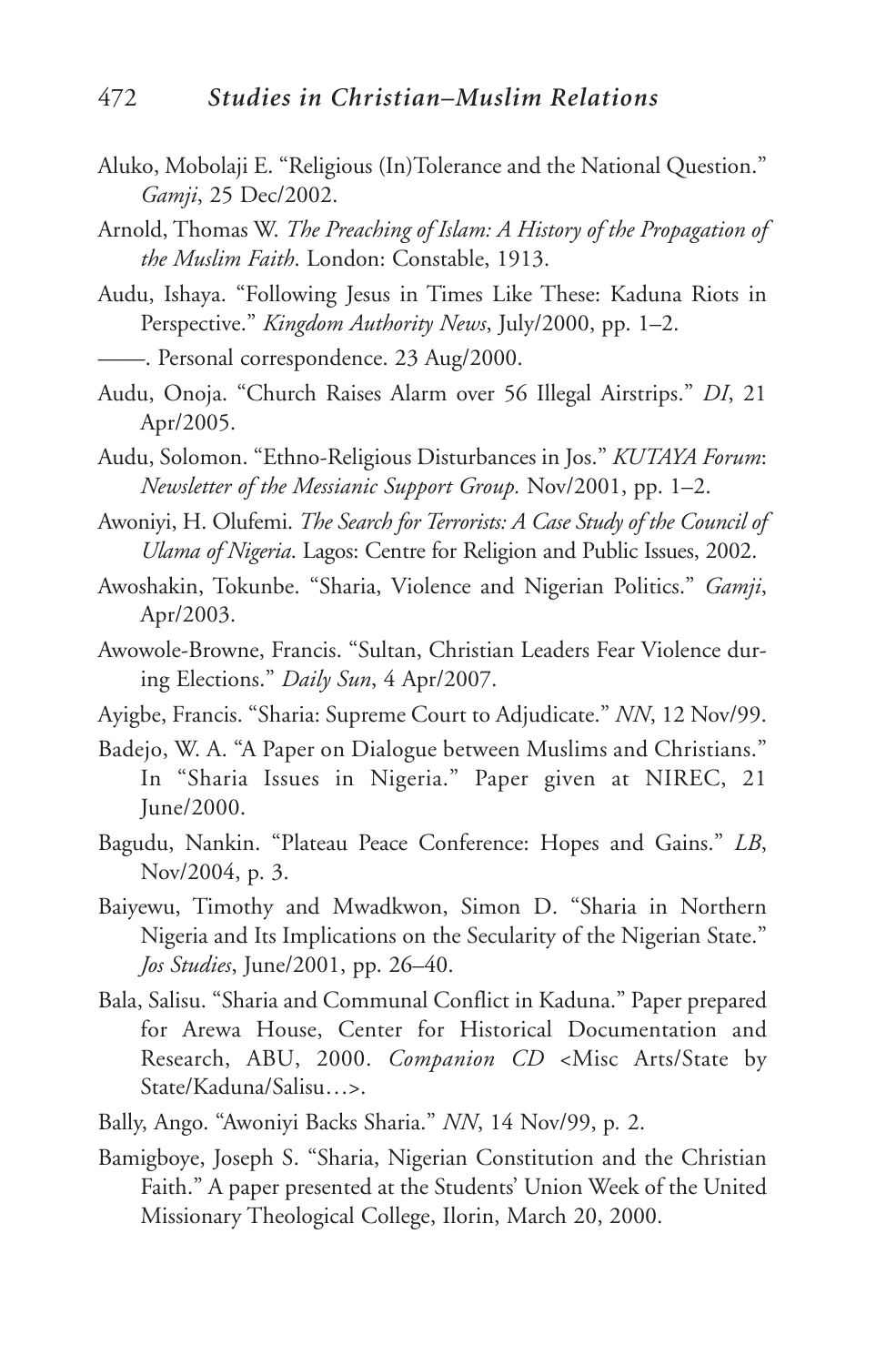Aluko, Mobolaji E. "Religious (In)Tolerance and the National Question." *Gamji*, 25 Dec/2002.

Arnold, Thomas W. *The Preaching of Islam: A History of the Propagation of the Muslim Faith*. London: Constable, 1913.

Audu, Ishaya. "Following Jesus in Times Like These: Kaduna Riots in Perspective." *Kingdom Authority News*, July/2000, pp. 1–2.

——. Personal correspondence. 23 Aug/2000.

Audu, Onoja. "Church Raises Alarm over 56 Illegal Airstrips." *DI*, 21 Apr/2005.

Audu, Solomon. "Ethno-Religious Disturbances in Jos." *KUTAYA Forum*: *Newsletter of the Messianic Support Group.* Nov/2001, pp. 1–2.

Awoniyi, H. Olufemi. *The Search for Terrorists: A Case Study of the Council of Ulama of Nigeria*. Lagos: Centre for Religion and Public Issues, 2002.

Awoshakin, Tokunbe. "Sharia, Violence and Nigerian Politics." *Gamji*, Apr/2003.

Awowole-Browne, Francis. "Sultan, Christian Leaders Fear Violence during Elections." *Daily Sun*, 4 Apr/2007.

Ayigbe, Francis. "Sharia: Supreme Court to Adjudicate." *NN*, 12 Nov/99.

Badejo, W. A. "A Paper on Dialogue between Muslims and Christians." In "Sharia Issues in Nigeria." Paper given at NIREC, 21 June/2000.

Bagudu, Nankin. "Plateau Peace Conference: Hopes and Gains." *LB*, Nov/2004, p. 3.

Baiyewu, Timothy and Mwadkwon, Simon D. "Sharia in Northern Nigeria and Its Implications on the Secularity of the Nigerian State." *Jos Studies*, June/2001, pp. 26–40.

Bala, Salisu. "Sharia and Communal Conflict in Kaduna." Paper prepared for Arewa House, Center for Historical Documentation and Research, ABU, 2000. *Companion CD* <Misc Arts/State by State/Kaduna/Salisu…>.

Bally, Ango. "Awoniyi Backs Sharia." *NN*, 14 Nov/99, p. 2.

Bamigboye, Joseph S. "Sharia, Nigerian Constitution and the Christian Faith." A paper presented at the Students' Union Week of the United Missionary Theological College, Ilorin, March 20, 2000.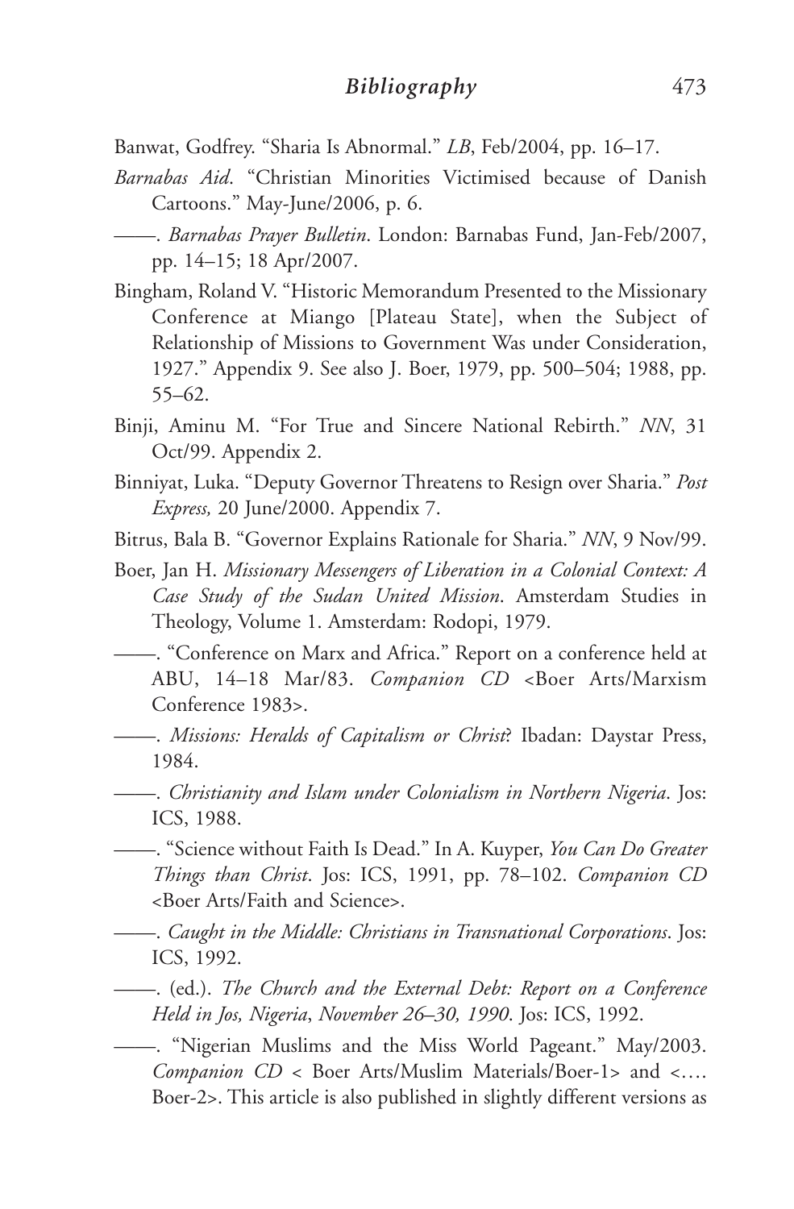Banwat, Godfrey. "Sharia Is Abnormal." *LB*, Feb/2004, pp. 16–17.

*Barnabas Aid*. "Christian Minorities Victimised because of Danish Cartoons." May-June/2006, p. 6.

——. *Barnabas Prayer Bulletin*. London: Barnabas Fund, Jan-Feb/2007, pp. 14–15; 18 Apr/2007.

Bingham, Roland V. "Historic Memorandum Presented to the Missionary Conference at Miango [Plateau State], when the Subject of Relationship of Missions to Government Was under Consideration, 1927." Appendix 9. See also J. Boer, 1979, pp. 500–504; 1988, pp. 55–62.

Binji, Aminu M. "For True and Sincere National Rebirth." *NN*, 31 Oct/99. Appendix 2.

Binniyat, Luka. "Deputy Governor Threatens to Resign over Sharia." *Post Express,* 20 June/2000. Appendix 7.

Bitrus, Bala B. "Governor Explains Rationale for Sharia." *NN*, 9 Nov/99.

Boer, Jan H. *Missionary Messengers of Liberation in a Colonial Context: A Case Study of the Sudan United Mission*. Amsterdam Studies in Theology, Volume 1. Amsterdam: Rodopi, 1979.

——. "Conference on Marx and Africa." Report on a conference held at ABU, 14–18 Mar/83. *Companion CD* <Boer Arts/Marxism Conference 1983>.

——. *Missions: Heralds of Capitalism or Christ*? Ibadan: Daystar Press, 1984.

——. *Christianity and Islam under Colonialism in Northern Nigeria*. Jos: ICS, 1988.

——. "Science without Faith Is Dead." In A. Kuyper, *You Can Do Greater Things than Christ*. Jos: ICS, 1991, pp. 78–102. *Companion CD* <Boer Arts/Faith and Science>.

——. *Caught in the Middle: Christians in Transnational Corporations*. Jos: ICS, 1992.

——. (ed.). *The Church and the External Debt: Report on a Conference Held in Jos, Nigeria*, *November 26–30, 1990*. Jos: ICS, 1992.

——. "Nigerian Muslims and the Miss World Pageant." May/2003. *Companion CD* < Boer Arts/Muslim Materials/Boer-1> and <…. Boer-2>. This article is also published in slightly different versions as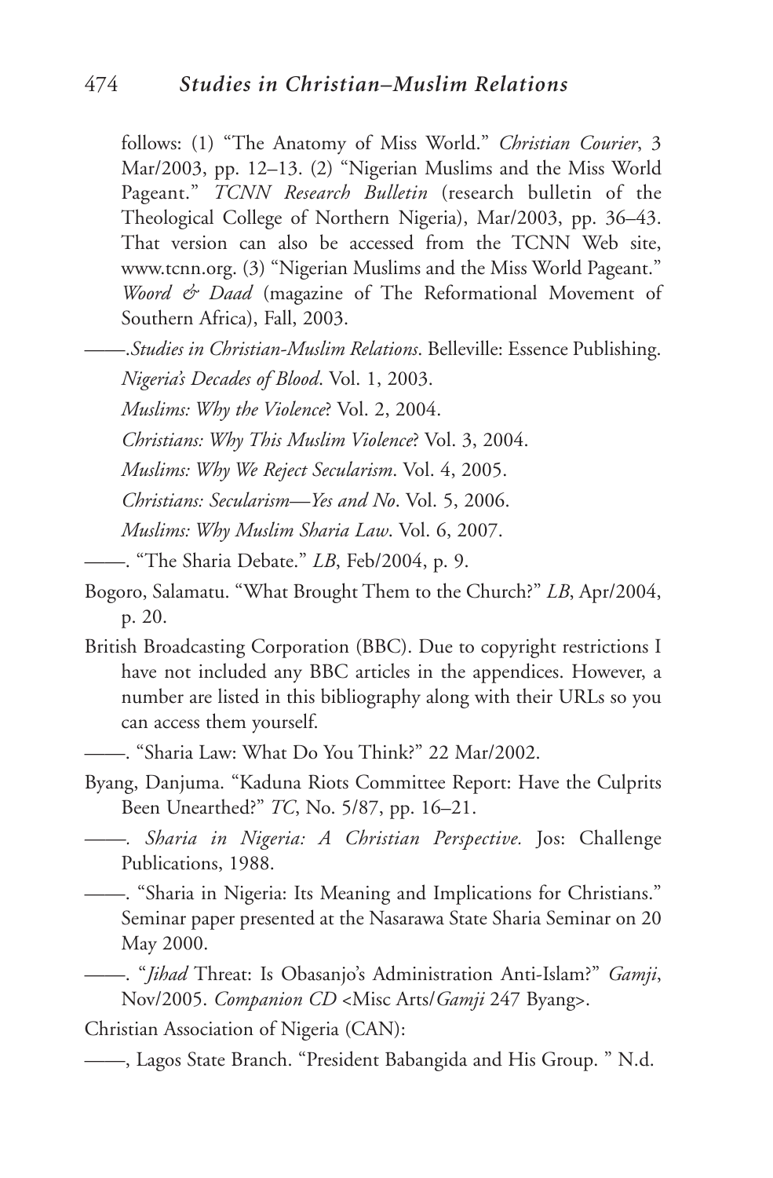follows: (1) "The Anatomy of Miss World." *Christian Courier*, 3 Mar/2003, pp. 12–13. (2) "Nigerian Muslims and the Miss World Pageant." *TCNN Research Bulletin* (research bulletin of the Theological College of Northern Nigeria), Mar/2003, pp. 36–43. That version can also be accessed from the TCNN Web site, www.tcnn.org. (3) "Nigerian Muslims and the Miss World Pageant." *Woord & Daad* (magazine of The Reformational Movement of Southern Africa), Fall, 2003.

——.*Studies in Christian-Muslim Relations*. Belleville: Essence Publishing.

*Nigeria's Decades of Blood*. Vol. 1, 2003.

*Muslims: Why the Violence*? Vol. 2, 2004.

*Christians: Why This Muslim Violence*? Vol. 3, 2004.

*Muslims: Why We Reject Secularism*. Vol. 4, 2005.

*Christians: Secularism—Yes and No*. Vol. 5, 2006.

*Muslims: Why Muslim Sharia Law*. Vol. 6, 2007.

——. "The Sharia Debate." *LB*, Feb/2004, p. 9.

Bogoro, Salamatu. "What Brought Them to the Church?" *LB*, Apr/2004, p. 20.

British Broadcasting Corporation (BBC). Due to copyright restrictions I have not included any BBC articles in the appendices. However, a number are listed in this bibliography along with their URLs so you can access them yourself.

——. "Sharia Law: What Do You Think?" 22 Mar/2002.

Byang, Danjuma. "Kaduna Riots Committee Report: Have the Culprits Been Unearthed?" *TC*, No. 5/87, pp. 16–21.

——. *Sharia in Nigeria: A Christian Perspective.* Jos: Challenge Publications, 1988.

——. "Sharia in Nigeria: Its Meaning and Implications for Christians." Seminar paper presented at the Nasarawa State Sharia Seminar on 20 May 2000.

——. "*Jihad* Threat: Is Obasanjo's Administration Anti-Islam?" *Gamji*, Nov/2005. *Companion CD* <Misc Arts/*Gamji* 247 Byang>.

Christian Association of Nigeria (CAN):

——, Lagos State Branch. "President Babangida and His Group. " N.d.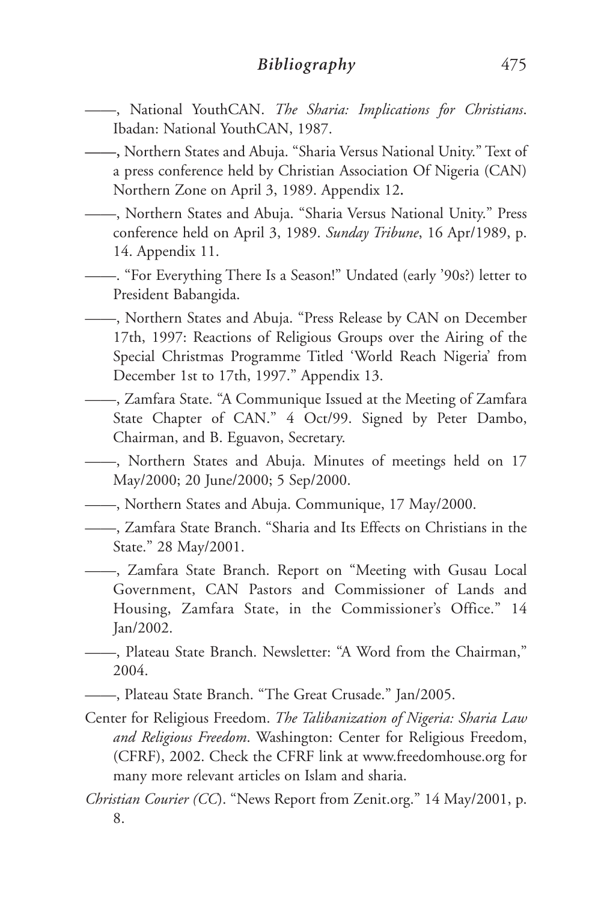——, National YouthCAN. *The Sharia: Implications for Christians*. Ibadan: National YouthCAN, 1987.

——, Northern States and Abuja. "Sharia Versus National Unity." Text of a press conference held by Christian Association Of Nigeria (CAN) Northern Zone on April 3, 1989. Appendix 12.

——, Northern States and Abuja. "Sharia Versus National Unity." Press conference held on April 3, 1989. *Sunday Tribune*, 16 Apr/1989, p. 14. Appendix 11.

——. "For Everything There Is a Season!" Undated (early '90s?) letter to President Babangida.

——, Northern States and Abuja. "Press Release by CAN on December 17th, 1997: Reactions of Religious Groups over the Airing of the Special Christmas Programme Titled 'World Reach Nigeria' from December 1st to 17th, 1997." Appendix 13.

——, Zamfara State. "A Communique Issued at the Meeting of Zamfara State Chapter of CAN." 4 Oct/99. Signed by Peter Dambo, Chairman, and B. Eguavon, Secretary.

——, Northern States and Abuja. Minutes of meetings held on 17 May/2000; 20 June/2000; 5 Sep/2000.

——, Northern States and Abuja. Communique, 17 May/2000.

——, Zamfara State Branch. "Sharia and Its Effects on Christians in the State." 28 May/2001.

——, Zamfara State Branch. Report on "Meeting with Gusau Local Government, CAN Pastors and Commissioner of Lands and Housing, Zamfara State, in the Commissioner's Office." 14 Jan/2002.

——, Plateau State Branch. Newsletter: "A Word from the Chairman," 2004.

——, Plateau State Branch. "The Great Crusade." Jan/2005.

Center for Religious Freedom. *The Talibanization of Nigeria: Sharia Law and Religious Freedom*. Washington: Center for Religious Freedom, (CFRF), 2002. Check the CFRF link at www.freedomhouse.org for many more relevant articles on Islam and sharia.

*Christian Courier (CC*). "News Report from Zenit.org." 14 May/2001, p. 8.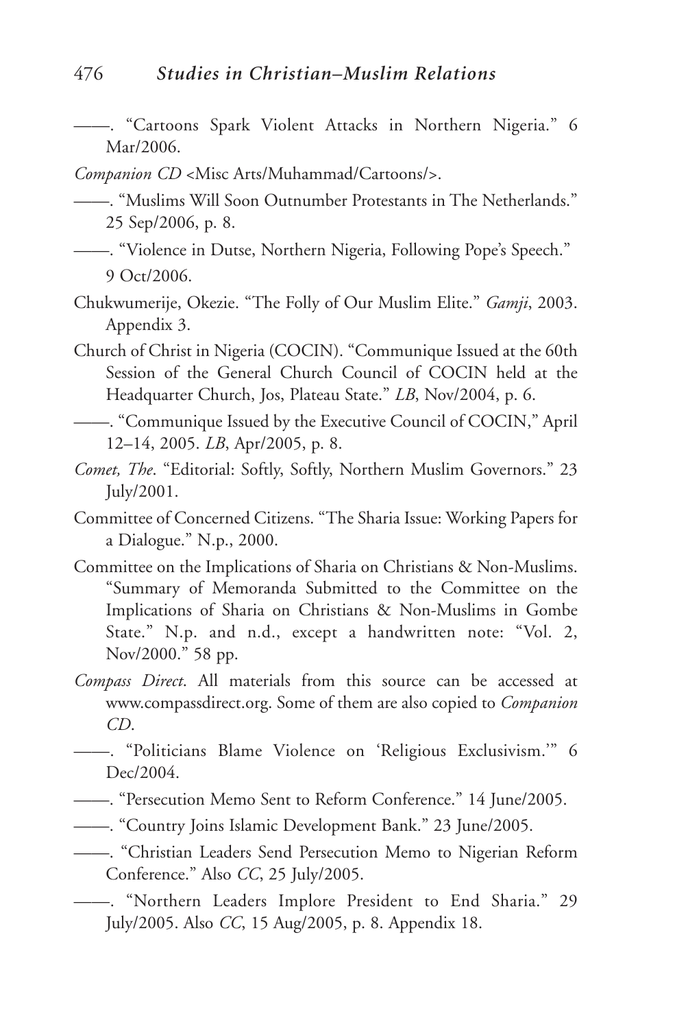——. "Cartoons Spark Violent Attacks in Northern Nigeria." 6 Mar/2006.

*Companion CD* <Misc Arts/Muhammad/Cartoons/>.

——. "Muslims Will Soon Outnumber Protestants in The Netherlands." 25 Sep/2006, p. 8.

——. "Violence in Dutse, Northern Nigeria, Following Pope's Speech." 9 Oct/2006.

Chukwumerije, Okezie. "The Folly of Our Muslim Elite." *Gamji*, 2003. Appendix 3.

Church of Christ in Nigeria (COCIN). "Communique Issued at the 60th Session of the General Church Council of COCIN held at the Headquarter Church, Jos, Plateau State." *LB*, Nov/2004, p. 6.

——. "Communique Issued by the Executive Council of COCIN," April 12–14, 2005. *LB*, Apr/2005, p. 8.

*Comet, The*. "Editorial: Softly, Softly, Northern Muslim Governors." 23 July/2001.

Committee of Concerned Citizens. "The Sharia Issue: Working Papers for a Dialogue." N.p., 2000.

Committee on the Implications of Sharia on Christians & Non-Muslims. "Summary of Memoranda Submitted to the Committee on the Implications of Sharia on Christians & Non-Muslims in Gombe State." N.p. and n.d., except a handwritten note: "Vol. 2, Nov/2000." 58 pp.

*Compass Direct*. All materials from this source can be accessed at www.compassdirect.org. Some of them are also copied to *Companion CD*.

——. "Politicians Blame Violence on 'Religious Exclusivism.'" 6 Dec/2004.

——. "Persecution Memo Sent to Reform Conference." 14 June/2005.

——. "Country Joins Islamic Development Bank." 23 June/2005.

——. "Christian Leaders Send Persecution Memo to Nigerian Reform Conference." Also *CC*, 25 July/2005.

——. "Northern Leaders Implore President to End Sharia." 29 July/2005. Also *CC*, 15 Aug/2005, p. 8. Appendix 18.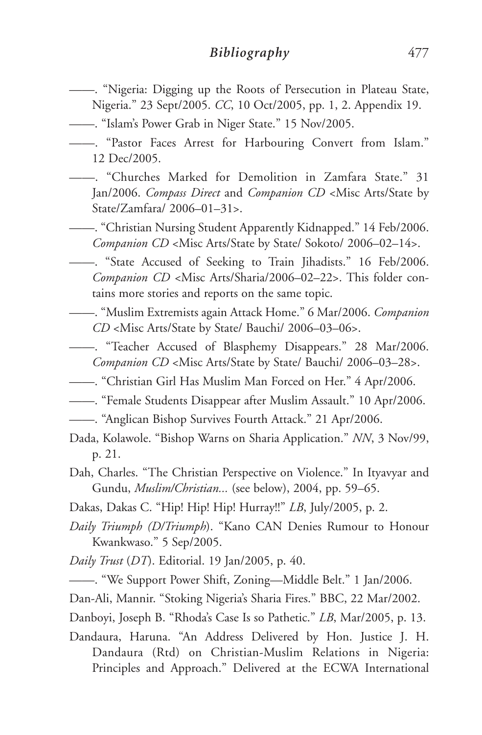——. "Nigeria: Digging up the Roots of Persecution in Plateau State, Nigeria." 23 Sept/2005. *CC*, 10 Oct/2005, pp. 1, 2. Appendix 19.

——. "Islam's Power Grab in Niger State." 15 Nov/2005.

——. "Pastor Faces Arrest for Harbouring Convert from Islam." 12 Dec/2005.

——. "Churches Marked for Demolition in Zamfara State." 31 Jan/2006. *Compass Direct* and *Companion CD* <Misc Arts/State by State/Zamfara/ 2006–01–31>.

——. "Christian Nursing Student Apparently Kidnapped." 14 Feb/2006. *Companion CD* <Misc Arts/State by State/ Sokoto/ 2006–02–14>.

——. "State Accused of Seeking to Train Jihadists." 16 Feb/2006. *Companion CD* <Misc Arts/Sharia/2006–02–22>. This folder contains more stories and reports on the same topic.

——. "Muslim Extremists again Attack Home." 6 Mar/2006. *Companion CD* <Misc Arts/State by State/ Bauchi/ 2006–03–06>.

——. "Teacher Accused of Blasphemy Disappears." 28 Mar/2006. *Companion CD* <Misc Arts/State by State/ Bauchi/ 2006–03–28>.

——. "Christian Girl Has Muslim Man Forced on Her." 4 Apr/2006.

——. "Female Students Disappear after Muslim Assault." 10 Apr/2006.

——. "Anglican Bishop Survives Fourth Attack." 21 Apr/2006.

Dada, Kolawole. "Bishop Warns on Sharia Application." *NN*, 3 Nov/99, p. 21.

Dah, Charles. "The Christian Perspective on Violence." In Ityavyar and Gundu, *Muslim/Christian...* (see below), 2004, pp. 59–65.

Dakas, Dakas C. "Hip! Hip! Hip! Hurray!!" *LB*, July/2005, p. 2.

*Daily Triumph (D/Triumph*). "Kano CAN Denies Rumour to Honour Kwankwaso." 5 Sep/2005.

*Daily Trust* (*DT*). Editorial. 19 Jan/2005, p. 40.

——. "We Support Power Shift, Zoning—Middle Belt." 1 Jan/2006.

Dan-Ali, Mannir. "Stoking Nigeria's Sharia Fires." BBC, 22 Mar/2002.

Danboyi, Joseph B. "Rhoda's Case Is so Pathetic." *LB*, Mar/2005, p. 13.

Dandaura, Haruna. "An Address Delivered by Hon. Justice J. H. Dandaura (Rtd) on Christian-Muslim Relations in Nigeria: Principles and Approach." Delivered at the ECWA International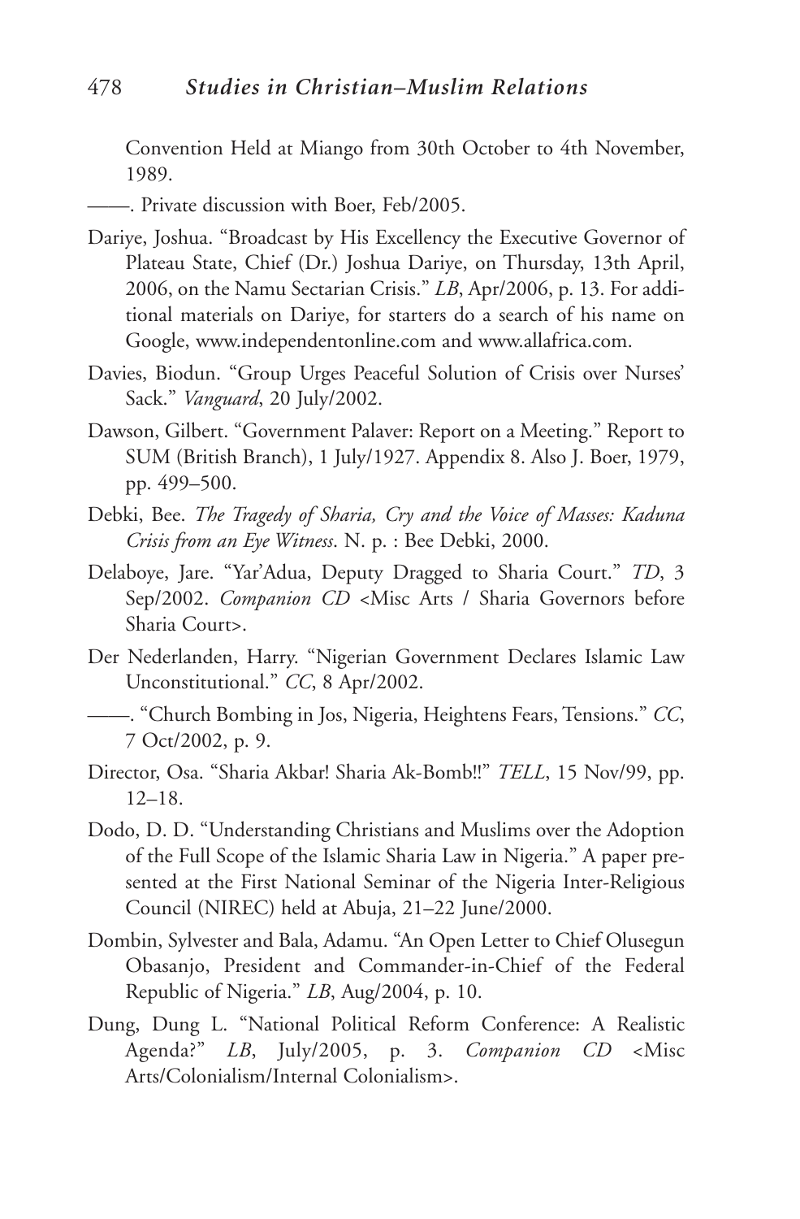Convention Held at Miango from 30th October to 4th November, 1989.

——. Private discussion with Boer, Feb/2005.

Dariye, Joshua. "Broadcast by His Excellency the Executive Governor of Plateau State, Chief (Dr.) Joshua Dariye, on Thursday, 13th April, 2006, on the Namu Sectarian Crisis." *LB*, Apr/2006, p. 13. For additional materials on Dariye, for starters do a search of his name on Google, www.independentonline.com and www.allafrica.com.

Davies, Biodun. "Group Urges Peaceful Solution of Crisis over Nurses' Sack." *Vanguard*, 20 July/2002.

Dawson, Gilbert. "Government Palaver: Report on a Meeting." Report to SUM (British Branch), 1 July/1927. Appendix 8. Also J. Boer, 1979, pp. 499–500.

Debki, Bee. *The Tragedy of Sharia, Cry and the Voice of Masses: Kaduna Crisis from an Eye Witness*. N. p. : Bee Debki, 2000.

Delaboye, Jare. "Yar'Adua, Deputy Dragged to Sharia Court." *TD*, 3 Sep/2002. *Companion CD* <Misc Arts / Sharia Governors before Sharia Court>.

Der Nederlanden, Harry. "Nigerian Government Declares Islamic Law Unconstitutional." *CC*, 8 Apr/2002.

——. "Church Bombing in Jos, Nigeria, Heightens Fears, Tensions." *CC*, 7 Oct/2002, p. 9.

Director, Osa. "Sharia Akbar! Sharia Ak-Bomb!!" *TELL*, 15 Nov/99, pp. 12–18.

Dodo, D. D. "Understanding Christians and Muslims over the Adoption of the Full Scope of the Islamic Sharia Law in Nigeria." A paper presented at the First National Seminar of the Nigeria Inter-Religious Council (NIREC) held at Abuja, 21–22 June/2000.

Dombin, Sylvester and Bala, Adamu. "An Open Letter to Chief Olusegun Obasanjo, President and Commander-in-Chief of the Federal Republic of Nigeria." *LB*, Aug/2004, p. 10.

Dung, Dung L. "National Political Reform Conference: A Realistic Agenda?" *LB*, July/2005, p. 3. *Companion CD* <Misc Arts/Colonialism/Internal Colonialism>.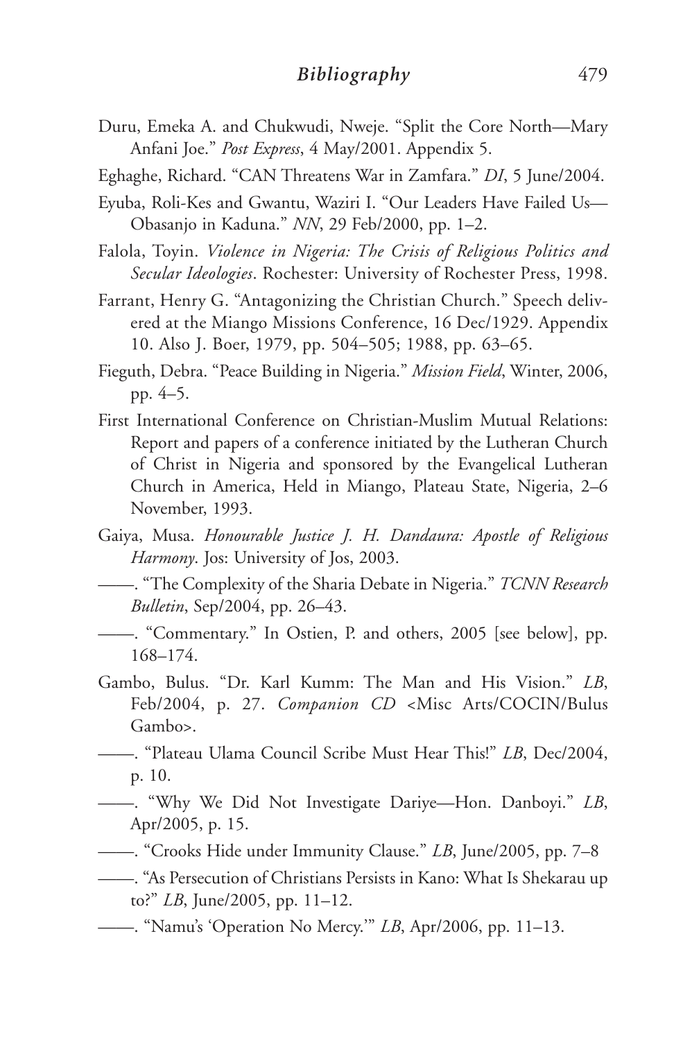Duru, Emeka A. and Chukwudi, Nweje. "Split the Core North—Mary Anfani Joe." *Post Express*, 4 May/2001. Appendix 5.

Eghaghe, Richard. "CAN Threatens War in Zamfara." *DI*, 5 June/2004.

Eyuba, Roli-Kes and Gwantu, Waziri I. "Our Leaders Have Failed Us—Obasanjo in Kaduna." *NN*, 29 Feb/2000, pp. 1–2.

Falola, Toyin. *Violence in Nigeria: The Crisis of Religious Politics and Secular Ideologies*. Rochester: University of Rochester Press, 1998.

Farrant, Henry G. "Antagonizing the Christian Church." Speech delivered at the Miango Missions Conference, 16 Dec/1929. Appendix 10. Also J. Boer, 1979, pp. 504–505; 1988, pp. 63–65.

Fieguth, Debra. "Peace Building in Nigeria." *Mission Field*, Winter, 2006, pp. 4–5.

First International Conference on Christian-Muslim Mutual Relations: Report and papers of a conference initiated by the Lutheran Church of Christ in Nigeria and sponsored by the Evangelical Lutheran Church in America, Held in Miango, Plateau State, Nigeria, 2–6 November, 1993.

Gaiya, Musa. *Honourable Justice J. H. Dandaura: Apostle of Religious Harmony*. Jos: University of Jos, 2003.

——. "The Complexity of the Sharia Debate in Nigeria." *TCNN Research Bulletin*, Sep/2004, pp. 26–43.

——. "Commentary." In Ostien, P. and others, 2005 [see below], pp. 168–174.

Gambo, Bulus. "Dr. Karl Kumm: The Man and His Vision." *LB*, Feb/2004, p. 27. *Companion CD* <Misc Arts/COCIN/Bulus Gambo>.

——. "Plateau Ulama Council Scribe Must Hear This!" *LB*, Dec/2004, p. 10.

——. "Why We Did Not Investigate Dariye—Hon. Danboyi." *LB*, Apr/2005, p. 15.

——. "Crooks Hide under Immunity Clause." *LB*, June/2005, pp. 7–8

——. "As Persecution of Christians Persists in Kano: What Is Shekarau up to?" *LB*, June/2005, pp. 11–12.

——. "Namu's 'Operation No Mercy.'" *LB*, Apr/2006, pp. 11–13.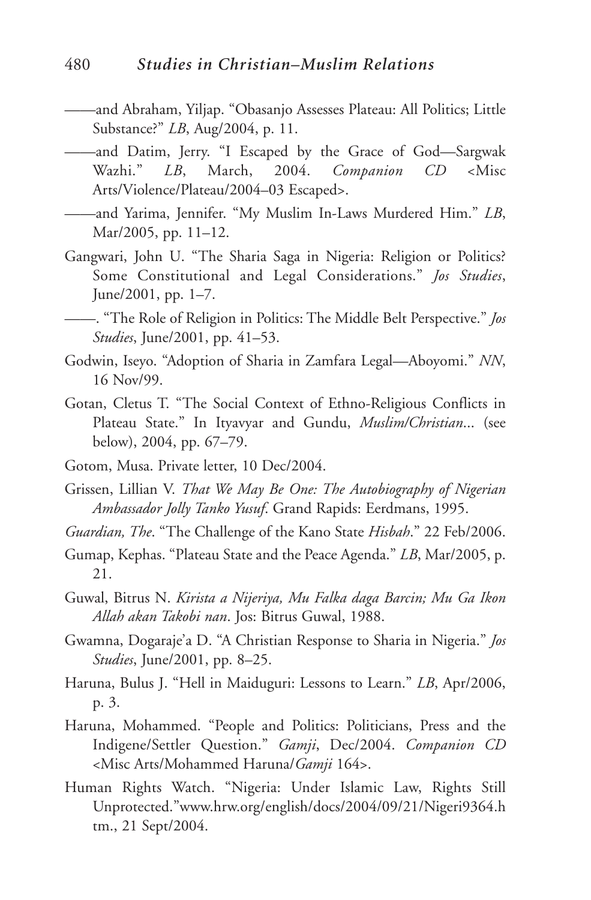——and Abraham, Yiljap. “Obasanjo Assesses Plateau: All Politics; Little Substance?” *LB*, Aug/2004, p. 11.

——and Datim, Jerry. “I Escaped by the Grace of God—Sargwak Wazhi.” *LB*, March, 2004. *Companion CD* <Misc Arts/Violence/Plateau/2004–03 Escaped>.

——and Yarima, Jennifer. “My Muslim In-Laws Murdered Him.” *LB*, Mar/2005, pp. 11–12.

Gangwari, John U. “The Sharia Saga in Nigeria: Religion or Politics? Some Constitutional and Legal Considerations.” *Jos Studies*, June/2001, pp. 1–7.

——. “The Role of Religion in Politics: The Middle Belt Perspective.” *Jos Studies*, June/2001, pp. 41–53.

Godwin, Iseyo. “Adoption of Sharia in Zamfara Legal—Aboyomi.” *NN*, 16 Nov/99.

Gotan, Cletus T. “The Social Context of Ethno-Religious Conflicts in Plateau State.” In Ityavyar and Gundu, *Muslim/Christian...* (see below), 2004, pp. 67–79.

Gotom, Musa. Private letter, 10 Dec/2004.

Grissen, Lillian V. *That We May Be One: The Autobiography of Nigerian Ambassador Jolly Tanko Yusuf*. Grand Rapids: Eerdmans, 1995.

*Guardian, The*. “The Challenge of the Kano State *Hisbah*.” 22 Feb/2006.

Gumap, Kephas. “Plateau State and the Peace Agenda.” *LB*, Mar/2005, p. 21.

Guwal, Bitrus N. *Kirista a Nijeriya, Mu Falka daga Barcin; Mu Ga Ikon Allah akan Takobi nan*. Jos: Bitrus Guwal, 1988.

Gwamna, Dogaraje’a D. “A Christian Response to Sharia in Nigeria.” *Jos Studies*, June/2001, pp. 8–25.

Haruna, Bulus J. “Hell in Maiduguri: Lessons to Learn.” *LB*, Apr/2006, p. 3.

Haruna, Mohammed. “People and Politics: Politicians, Press and the Indigene/Settler Question.” *Gamji*, Dec/2004. *Companion CD* <Misc Arts/Mohammed Haruna/*Gamji* 164>.

Human Rights Watch. “Nigeria: Under Islamic Law, Rights Still Unprotected.”www.hrw.org/english/docs/2004/09/21/Nigeri9364.htm., 21 Sept/2004.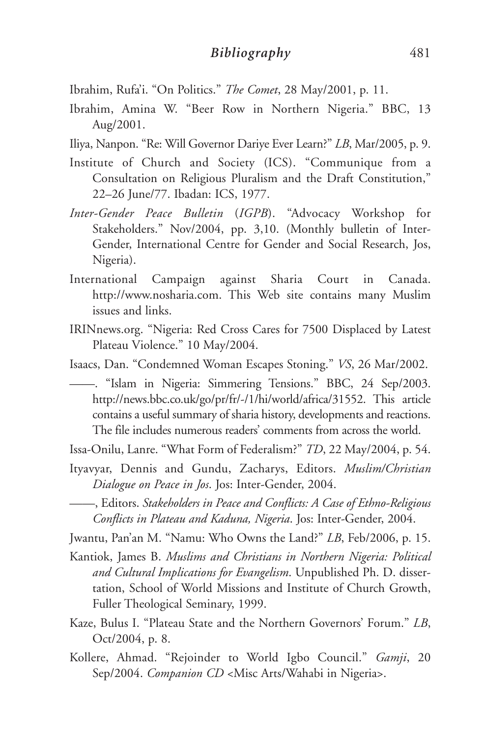Ibrahim, Rufa'i. "On Politics." *The Comet*, 28 May/2001, p. 11.

Ibrahim, Amina W. "Beer Row in Northern Nigeria." BBC, 13 Aug/2001.

Iliya, Nanpon. "Re: Will Governor Dariye Ever Learn?" *LB*, Mar/2005, p. 9.

Institute of Church and Society (ICS). "Communique from a Consultation on Religious Pluralism and the Draft Constitution," 22–26 June/77. Ibadan: ICS, 1977.

*Inter-Gender Peace Bulletin* (*IGPB*). "Advocacy Workshop for Stakeholders." Nov/2004, pp. 3,10. (Monthly bulletin of Inter-Gender, International Centre for Gender and Social Research, Jos, Nigeria).

International Campaign against Sharia Court in Canada. http://www.nosharia.com. This Web site contains many Muslim issues and links.

IRINnews.org. "Nigeria: Red Cross Cares for 7500 Displaced by Latest Plateau Violence." 10 May/2004.

Isaacs, Dan. "Condemned Woman Escapes Stoning." *VS*, 26 Mar/2002.

——. "Islam in Nigeria: Simmering Tensions." BBC, 24 Sep/2003. http://news.bbc.co.uk/go/pr/fr/-/1/hi/world/africa/31552. This article contains a useful summary of sharia history, developments and reactions. The file includes numerous readers' comments from across the world.

Issa-Onilu, Lanre. "What Form of Federalism?" *TD*, 22 May/2004, p. 54.

Ityavyar, Dennis and Gundu, Zacharys, Editors. *Muslim/Christian Dialogue on Peace in Jos*. Jos: Inter-Gender, 2004.

——, Editors. *Stakeholders in Peace and Conflicts: A Case of Ethno-Religious Conflicts in Plateau and Kaduna, Nigeria*. Jos: Inter-Gender, 2004.

Jwantu, Pan'an M. "Namu: Who Owns the Land?" *LB*, Feb/2006, p. 15.

Kantiok, James B. *Muslims and Christians in Northern Nigeria: Political and Cultural Implications for Evangelism*. Unpublished Ph. D. dissertation, School of World Missions and Institute of Church Growth, Fuller Theological Seminary, 1999.

Kaze, Bulus I. "Plateau State and the Northern Governors' Forum." *LB*, Oct/2004, p. 8.

Kollere, Ahmad. "Rejoinder to World Igbo Council." *Gamji*, 20 Sep/2004. *Companion CD* <Misc Arts/Wahabi in Nigeria>.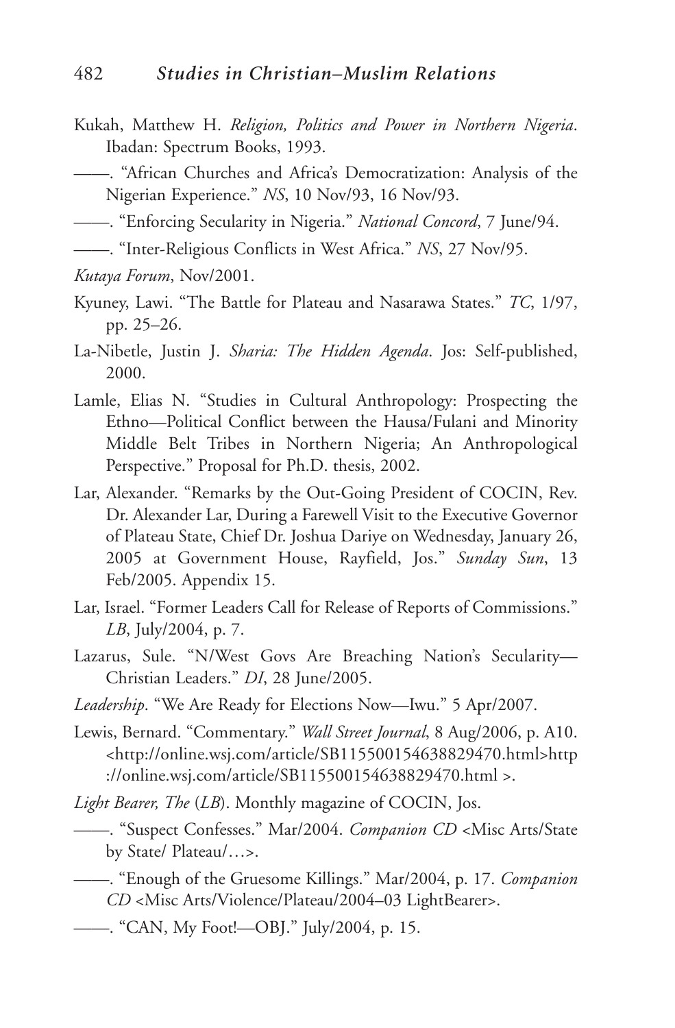Kukah, Matthew H. *Religion, Politics and Power in Northern Nigeria*. Ibadan: Spectrum Books, 1993.

——. "African Churches and Africa's Democratization: Analysis of the Nigerian Experience." *NS*, 10 Nov/93, 16 Nov/93.

——. "Enforcing Secularity in Nigeria." *National Concord*, 7 June/94.

——. "Inter-Religious Conflicts in West Africa." *NS*, 27 Nov/95.

*Kutaya Forum*, Nov/2001.

Kyuney, Lawi. "The Battle for Plateau and Nasarawa States." *TC*, 1/97, pp. 25–26.

La-Nibetle, Justin J. *Sharia: The Hidden Agenda*. Jos: Self-published, 2000.

Lamle, Elias N. "Studies in Cultural Anthropology: Prospecting the Ethno—Political Conflict between the Hausa/Fulani and Minority Middle Belt Tribes in Northern Nigeria; An Anthropological Perspective." Proposal for Ph.D. thesis, 2002.

Lar, Alexander. "Remarks by the Out-Going President of COCIN, Rev. Dr. Alexander Lar, During a Farewell Visit to the Executive Governor of Plateau State, Chief Dr. Joshua Dariye on Wednesday, January 26, 2005 at Government House, Rayfield, Jos." *Sunday Sun*, 13 Feb/2005. Appendix 15.

Lar, Israel. "Former Leaders Call for Release of Reports of Commissions." *LB*, July/2004, p. 7.

Lazarus, Sule. "N/West Govs Are Breaching Nation's Secularity—Christian Leaders." *DI*, 28 June/2005.

*Leadership*. "We Are Ready for Elections Now—Iwu." 5 Apr/2007.

Lewis, Bernard. "Commentary." *Wall Street Journal*, 8 Aug/2006, p. A10. <http://online.wsj.com/article/SB115500154638829470.html>http ://online.wsj.com/article/SB115500154638829470.html >.

*Light Bearer, The* (*LB*). Monthly magazine of COCIN, Jos.

——. "Suspect Confesses." Mar/2004. *Companion CD* <Misc Arts/State by State/ Plateau/…>.

——. "Enough of the Gruesome Killings." Mar/2004, p. 17. *Companion CD* <Misc Arts/Violence/Plateau/2004–03 LightBearer>.

——. "CAN, My Foot!—OBJ." July/2004, p. 15.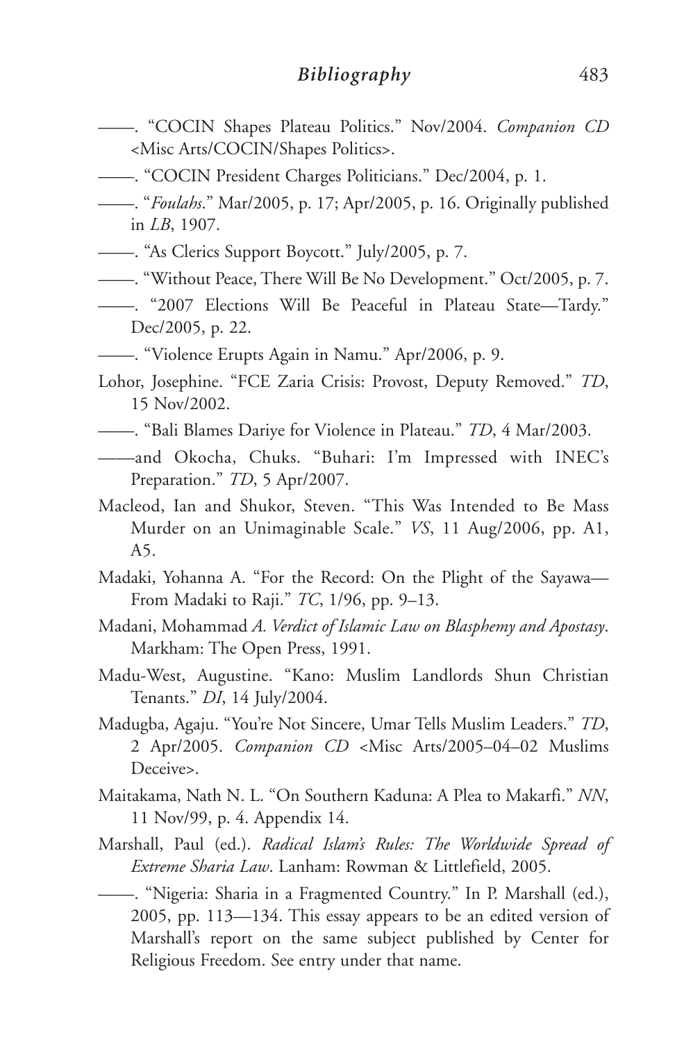——. "COCIN Shapes Plateau Politics." Nov/2004. *Companion CD* <Misc Arts/COCIN/Shapes Politics>.

——. "COCIN President Charges Politicians." Dec/2004, p. 1.

——. "*Foulahs*." Mar/2005, p. 17; Apr/2005, p. 16. Originally published in *LB*, 1907.

——. "As Clerics Support Boycott." July/2005, p. 7.

——. "Without Peace, There Will Be No Development." Oct/2005, p. 7.

——. "2007 Elections Will Be Peaceful in Plateau State—Tardy." Dec/2005, p. 22.

——. "Violence Erupts Again in Namu." Apr/2006, p. 9.

Lohor, Josephine. "FCE Zaria Crisis: Provost, Deputy Removed." *TD*, 15 Nov/2002.

——. "Bali Blames Dariye for Violence in Plateau." *TD*, 4 Mar/2003.

——and Okocha, Chuks. "Buhari: I'm Impressed with INEC's Preparation." *TD*, 5 Apr/2007.

Macleod, Ian and Shukor, Steven. "This Was Intended to Be Mass Murder on an Unimaginable Scale." *VS*, 11 Aug/2006, pp. A1, A5.

Madaki, Yohanna A. "For the Record: On the Plight of the Sayawa—From Madaki to Raji." *TC*, 1/96, pp. 9–13.

Madani, Mohammad *A. Verdict of Islamic Law on Blasphemy and Apostasy*. Markham: The Open Press, 1991.

Madu-West, Augustine. "Kano: Muslim Landlords Shun Christian Tenants." *DI*, 14 July/2004.

Madugba, Agaju. "You're Not Sincere, Umar Tells Muslim Leaders." *TD*, 2 Apr/2005. *Companion CD* <Misc Arts/2005–04–02 Muslims Deceive>.

Maitakama, Nath N. L. "On Southern Kaduna: A Plea to Makarfi." *NN*, 11 Nov/99, p. 4. Appendix 14.

Marshall, Paul (ed.). *Radical Islam's Rules: The Worldwide Spread of Extreme Sharia Law*. Lanham: Rowman & Littlefield, 2005.

——. "Nigeria: Sharia in a Fragmented Country." In P. Marshall (ed.), 2005, pp. 113—134. This essay appears to be an edited version of Marshall's report on the same subject published by Center for Religious Freedom. See entry under that name.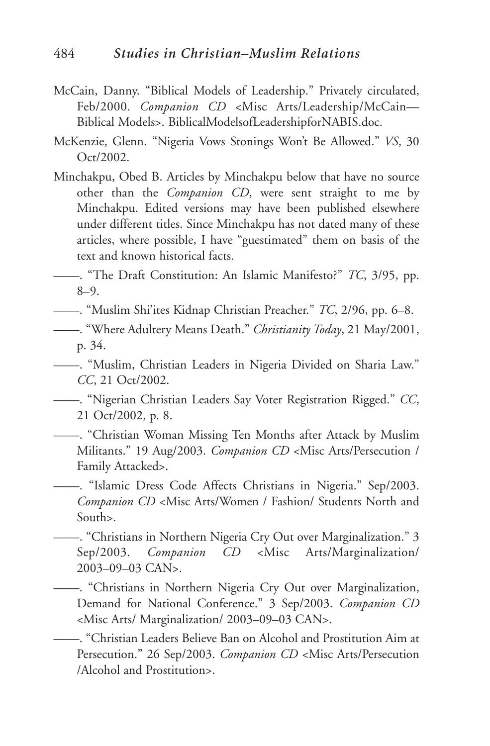McCain, Danny. "Biblical Models of Leadership." Privately circulated, Feb/2000. *Companion CD* <Misc Arts/Leadership/McCain—Biblical Models>. BiblicalModelsofLeadershipforNABIS.doc.

McKenzie, Glenn. "Nigeria Vows Stonings Won't Be Allowed." *VS*, 30 Oct/2002.

Minchakpu, Obed B. Articles by Minchakpu below that have no source other than the *Companion CD*, were sent straight to me by Minchakpu. Edited versions may have been published elsewhere under different titles. Since Minchakpu has not dated many of these articles, where possible, I have "guestimated" them on basis of the text and known historical facts.

——. "The Draft Constitution: An Islamic Manifesto?" *TC*, 3/95, pp. 8–9.

——. "Muslim Shi'ites Kidnap Christian Preacher." *TC*, 2/96, pp. 6–8.

——. "Where Adultery Means Death." *Christianity Today*, 21 May/2001, p. 34.

——. "Muslim, Christian Leaders in Nigeria Divided on Sharia Law." *CC*, 21 Oct/2002.

——. "Nigerian Christian Leaders Say Voter Registration Rigged." *CC*, 21 Oct/2002, p. 8.

——. "Christian Woman Missing Ten Months after Attack by Muslim Militants." 19 Aug/2003. *Companion CD* <Misc Arts/Persecution / Family Attacked>.

——. "Islamic Dress Code Affects Christians in Nigeria." Sep/2003. *Companion CD* <Misc Arts/Women / Fashion/ Students North and South>.

——. "Christians in Northern Nigeria Cry Out over Marginalization." 3 Sep/2003. *Companion CD* <Misc Arts/Marginalization/ 2003–09–03 CAN>.

——. "Christians in Northern Nigeria Cry Out over Marginalization, Demand for National Conference." 3 Sep/2003. *Companion CD* <Misc Arts/ Marginalization/ 2003–09–03 CAN>.

——. "Christian Leaders Believe Ban on Alcohol and Prostitution Aim at Persecution." 26 Sep/2003. *Companion CD* <Misc Arts/Persecution /Alcohol and Prostitution>.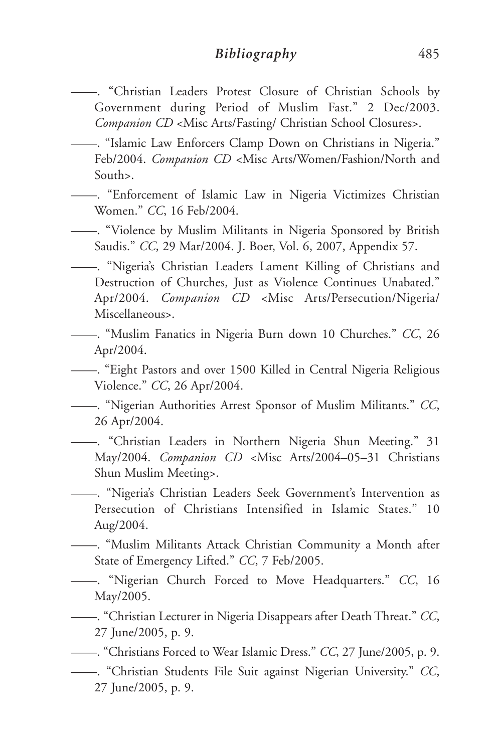——. "Christian Leaders Protest Closure of Christian Schools by Government during Period of Muslim Fast." 2 Dec/2003. *Companion CD* <Misc Arts/Fasting/ Christian School Closures>.

——. "Islamic Law Enforcers Clamp Down on Christians in Nigeria." Feb/2004. *Companion CD* <Misc Arts/Women/Fashion/North and South>.

——. "Enforcement of Islamic Law in Nigeria Victimizes Christian Women." *CC*, 16 Feb/2004.

——. "Violence by Muslim Militants in Nigeria Sponsored by British Saudis." *CC*, 29 Mar/2004. J. Boer, Vol. 6, 2007, Appendix 57.

——. "Nigeria's Christian Leaders Lament Killing of Christians and Destruction of Churches, Just as Violence Continues Unabated." Apr/2004. *Companion CD* <Misc Arts/Persecution/Nigeria/ Miscellaneous>.

——. "Muslim Fanatics in Nigeria Burn down 10 Churches." *CC*, 26 Apr/2004.

——. "Eight Pastors and over 1500 Killed in Central Nigeria Religious Violence." *CC*, 26 Apr/2004.

——. "Nigerian Authorities Arrest Sponsor of Muslim Militants." *CC*, 26 Apr/2004.

——. "Christian Leaders in Northern Nigeria Shun Meeting." 31 May/2004. *Companion CD* <Misc Arts/2004–05–31 Christians Shun Muslim Meeting>.

——. "Nigeria's Christian Leaders Seek Government's Intervention as Persecution of Christians Intensified in Islamic States." 10 Aug/2004.

——. "Muslim Militants Attack Christian Community a Month after State of Emergency Lifted." *CC*, 7 Feb/2005.

——. "Nigerian Church Forced to Move Headquarters." *CC*, 16 May/2005.

——. "Christian Lecturer in Nigeria Disappears after Death Threat." *CC*, 27 June/2005, p. 9.

——. "Christians Forced to Wear Islamic Dress." *CC*, 27 June/2005, p. 9.

——. "Christian Students File Suit against Nigerian University." *CC*, 27 June/2005, p. 9.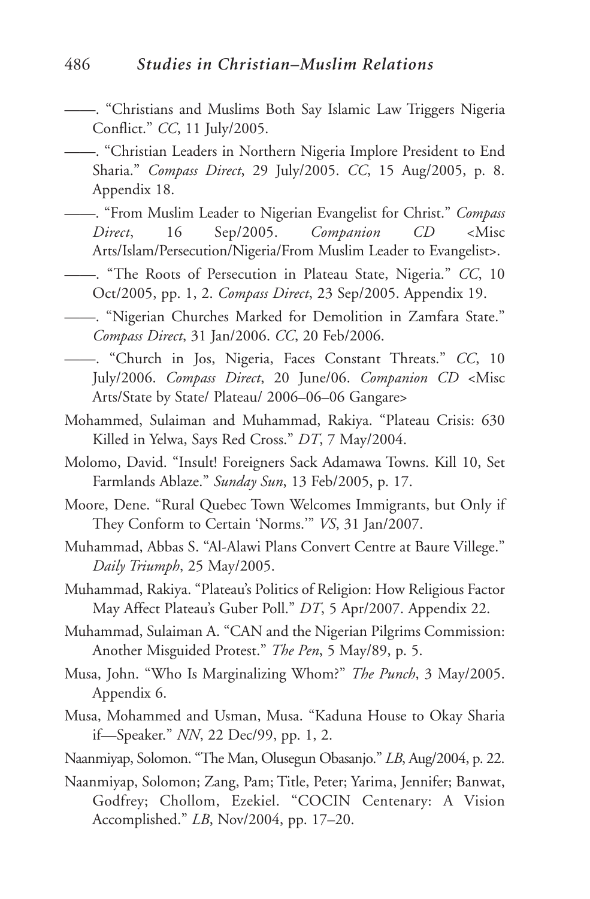——. "Christians and Muslims Both Say Islamic Law Triggers Nigeria Conflict." *CC*, 11 July/2005.

——. "Christian Leaders in Northern Nigeria Implore President to End Sharia." *Compass Direct*, 29 July/2005. *CC*, 15 Aug/2005, p. 8. Appendix 18.

——. "From Muslim Leader to Nigerian Evangelist for Christ." *Compass Direct*, 16 Sep/2005. *Companion CD* <Misc Arts/Islam/Persecution/Nigeria/From Muslim Leader to Evangelist>.

——. "The Roots of Persecution in Plateau State, Nigeria." *CC*, 10 Oct/2005, pp. 1, 2. *Compass Direct*, 23 Sep/2005. Appendix 19.

——. "Nigerian Churches Marked for Demolition in Zamfara State." *Compass Direct*, 31 Jan/2006. *CC*, 20 Feb/2006.

——. "Church in Jos, Nigeria, Faces Constant Threats." *CC*, 10 July/2006. *Compass Direct*, 20 June/06. *Companion CD* <Misc Arts/State by State/ Plateau/ 2006–06–06 Gangare>

Mohammed, Sulaiman and Muhammad, Rakiya. "Plateau Crisis: 630 Killed in Yelwa, Says Red Cross." *DT*, 7 May/2004.

Molomo, David. "Insult! Foreigners Sack Adamawa Towns. Kill 10, Set Farmlands Ablaze." *Sunday Sun*, 13 Feb/2005, p. 17.

Moore, Dene. "Rural Quebec Town Welcomes Immigrants, but Only if They Conform to Certain 'Norms.'" *VS*, 31 Jan/2007.

Muhammad, Abbas S. "Al-Alawi Plans Convert Centre at Baure Villege." *Daily Triumph*, 25 May/2005.

Muhammad, Rakiya. "Plateau's Politics of Religion: How Religious Factor May Affect Plateau's Guber Poll." *DT*, 5 Apr/2007. Appendix 22.

Muhammad, Sulaiman A. "CAN and the Nigerian Pilgrims Commission: Another Misguided Protest." *The Pen*, 5 May/89, p. 5.

Musa, John. "Who Is Marginalizing Whom?" *The Punch*, 3 May/2005. Appendix 6.

Musa, Mohammed and Usman, Musa. "Kaduna House to Okay Sharia if—Speaker." *NN*, 22 Dec/99, pp. 1, 2.

Naanmiyap, Solomon. "The Man, Olusegun Obasanjo." *LB*, Aug/2004, p. 22.

Naanmiyap, Solomon; Zang, Pam; Title, Peter; Yarima, Jennifer; Banwat, Godfrey; Chollom, Ezekiel. "COCIN Centenary: A Vision Accomplished." *LB*, Nov/2004, pp. 17–20.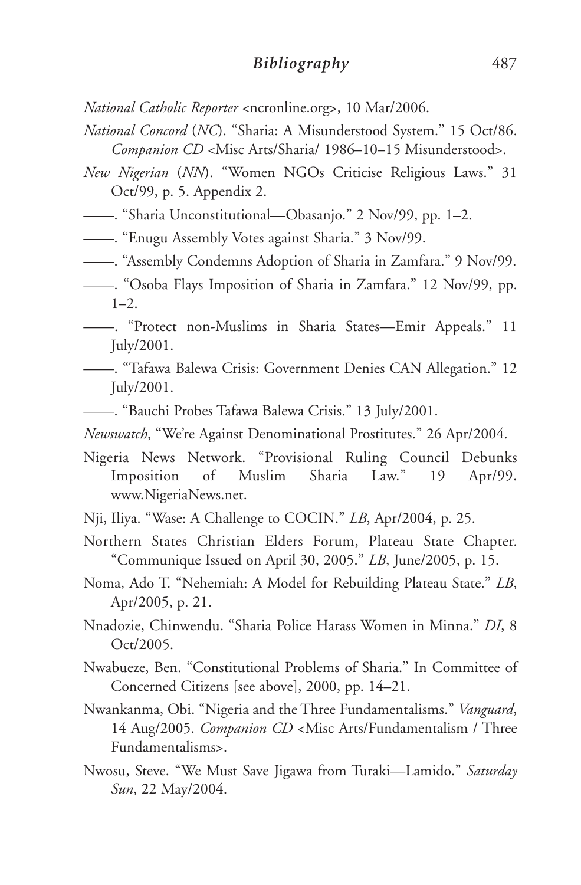*National Catholic Reporter* <ncronline.org>, 10 Mar/2006.

*National Concord* (*NC*). "Sharia: A Misunderstood System." 15 Oct/86. *Companion CD* <Misc Arts/Sharia/ 1986–10–15 Misunderstood>.

*New Nigerian* (*NN*). "Women NGOs Criticise Religious Laws." 31 Oct/99, p. 5. Appendix 2.

——. "Sharia Unconstitutional—Obasanjo." 2 Nov/99, pp. 1–2.

——. "Enugu Assembly Votes against Sharia." 3 Nov/99.

——. "Assembly Condemns Adoption of Sharia in Zamfara." 9 Nov/99.

——. "Osoba Flays Imposition of Sharia in Zamfara." 12 Nov/99, pp. 1–2.

——. "Protect non-Muslims in Sharia States—Emir Appeals." 11 July/2001.

——. "Tafawa Balewa Crisis: Government Denies CAN Allegation." 12 July/2001.

——. "Bauchi Probes Tafawa Balewa Crisis." 13 July/2001.

*Newswatch*, "We're Against Denominational Prostitutes." 26 Apr/2004.

Nigeria News Network. "Provisional Ruling Council Debunks Imposition of Muslim Sharia Law." 19 Apr/99. www.NigeriaNews.net.

Nji, Iliya. "Wase: A Challenge to COCIN." *LB*, Apr/2004, p. 25.

Northern States Christian Elders Forum, Plateau State Chapter. "Communique Issued on April 30, 2005." *LB*, June/2005, p. 15.

Noma, Ado T. "Nehemiah: A Model for Rebuilding Plateau State." *LB*, Apr/2005, p. 21.

Nnadozie, Chinwendu. "Sharia Police Harass Women in Minna." *DI*, 8 Oct/2005.

Nwabueze, Ben. "Constitutional Problems of Sharia." In Committee of Concerned Citizens [see above], 2000, pp. 14–21.

Nwankanma, Obi. "Nigeria and the Three Fundamentalisms." *Vanguard*, 14 Aug/2005. *Companion CD* <Misc Arts/Fundamentalism / Three Fundamentalisms>.

Nwosu, Steve. "We Must Save Jigawa from Turaki—Lamido." *Saturday Sun*, 22 May/2004.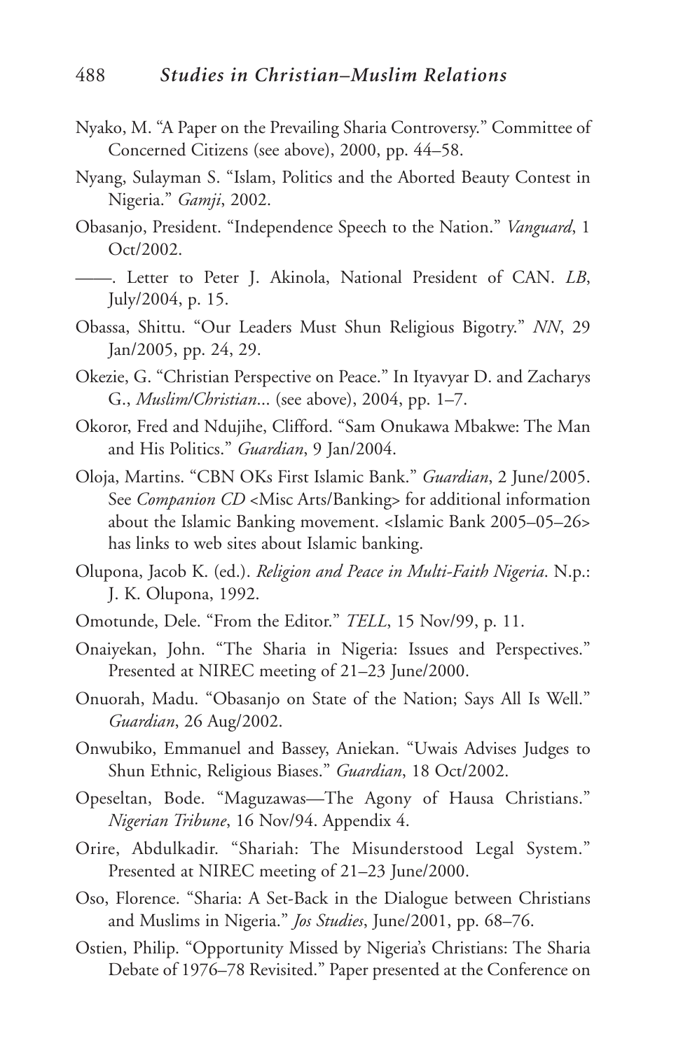Nyako, M. "A Paper on the Prevailing Sharia Controversy." Committee of Concerned Citizens (see above), 2000, pp. 44–58.

Nyang, Sulayman S. "Islam, Politics and the Aborted Beauty Contest in Nigeria." *Gamji*, 2002.

Obasanjo, President. "Independence Speech to the Nation." *Vanguard*, 1 Oct/2002.

——. Letter to Peter J. Akinola, National President of CAN. *LB*, July/2004, p. 15.

Obassa, Shittu. "Our Leaders Must Shun Religious Bigotry." *NN*, 29 Jan/2005, pp. 24, 29.

Okezie, G. "Christian Perspective on Peace." In Ityavyar D. and Zacharys G., *Muslim/Christian*... (see above), 2004, pp. 1–7.

Okoror, Fred and Ndujihe, Clifford. "Sam Onukawa Mbakwe: The Man and His Politics." *Guardian*, 9 Jan/2004.

Oloja, Martins. "CBN OKs First Islamic Bank." *Guardian*, 2 June/2005. See *Companion CD* <Misc Arts/Banking> for additional information about the Islamic Banking movement. <Islamic Bank 2005–05–26> has links to web sites about Islamic banking.

Olupona, Jacob K. (ed.). *Religion and Peace in Multi-Faith Nigeria*. N.p.: J. K. Olupona, 1992.

Omotunde, Dele. "From the Editor." *TELL*, 15 Nov/99, p. 11.

Onaiyekan, John. "The Sharia in Nigeria: Issues and Perspectives." Presented at NIREC meeting of 21–23 June/2000.

Onuorah, Madu. "Obasanjo on State of the Nation; Says All Is Well." *Guardian*, 26 Aug/2002.

Onwubiko, Emmanuel and Bassey, Aniekan. "Uwais Advises Judges to Shun Ethnic, Religious Biases." *Guardian*, 18 Oct/2002.

Opeseltan, Bode. "Maguzawas—The Agony of Hausa Christians." *Nigerian Tribune*, 16 Nov/94. Appendix 4.

Orire, Abdulkadir. "Shariah: The Misunderstood Legal System." Presented at NIREC meeting of 21–23 June/2000.

Oso, Florence. "Sharia: A Set-Back in the Dialogue between Christians and Muslims in Nigeria." *Jos Studies*, June/2001, pp. 68–76.

Ostien, Philip. "Opportunity Missed by Nigeria's Christians: The Sharia Debate of 1976–78 Revisited." Paper presented at the Conference on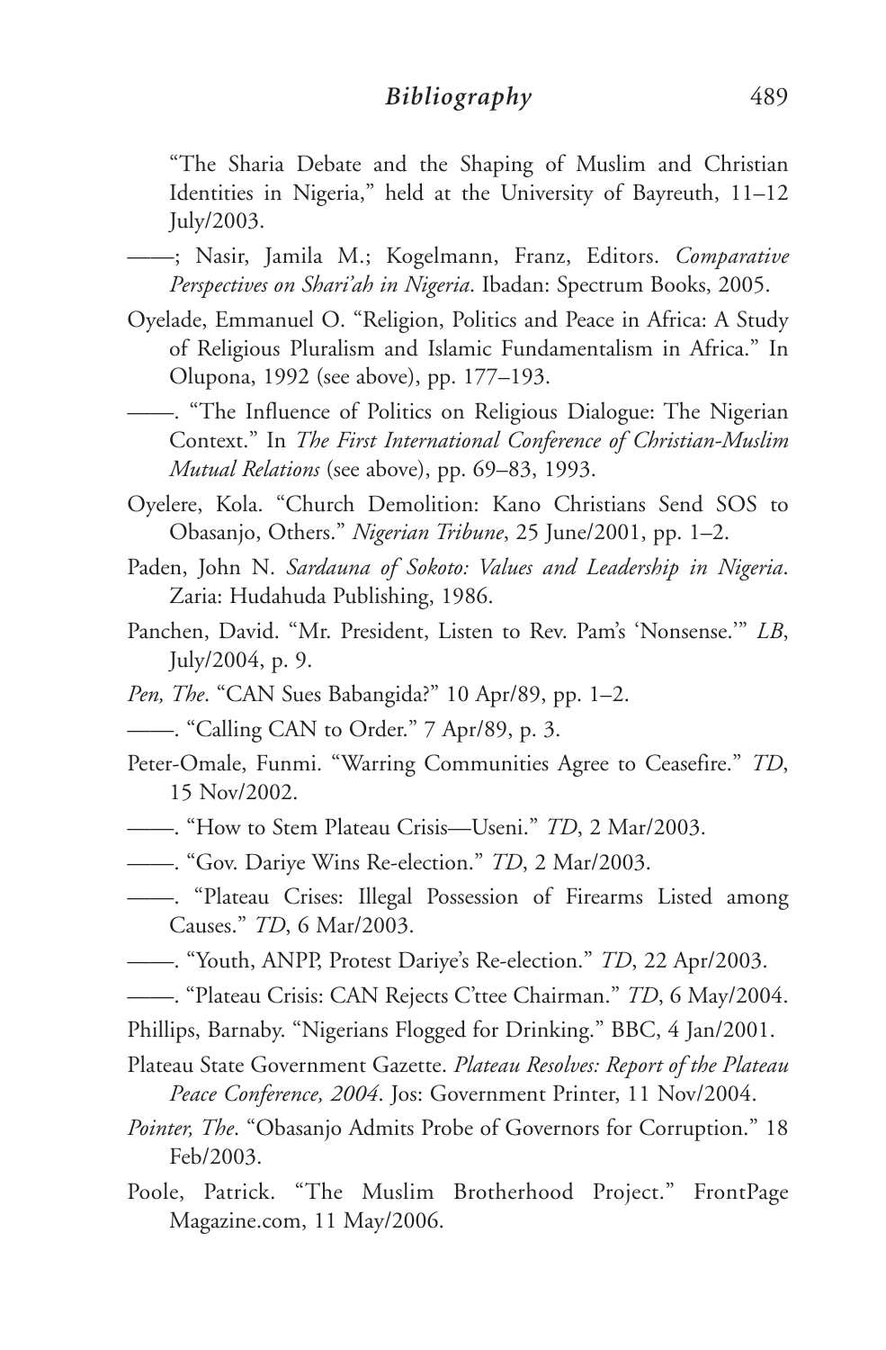"The Sharia Debate and the Shaping of Muslim and Christian Identities in Nigeria," held at the University of Bayreuth, 11–12 July/2003.

——; Nasir, Jamila M.; Kogelmann, Franz, Editors. *Comparative Perspectives on Shari'ah in Nigeria*. Ibadan: Spectrum Books, 2005.

Oyelade, Emmanuel O. "Religion, Politics and Peace in Africa: A Study of Religious Pluralism and Islamic Fundamentalism in Africa." In Olupona, 1992 (see above), pp. 177–193.

——. "The Influence of Politics on Religious Dialogue: The Nigerian Context." In *The First International Conference of Christian-Muslim Mutual Relations* (see above), pp. 69–83, 1993.

Oyelere, Kola. "Church Demolition: Kano Christians Send SOS to Obasanjo, Others." *Nigerian Tribune*, 25 June/2001, pp. 1–2.

Paden, John N. *Sardauna of Sokoto: Values and Leadership in Nigeria*. Zaria: Hudahuda Publishing, 1986.

Panchen, David. "Mr. President, Listen to Rev. Pam's 'Nonsense.'" *LB*, July/2004, p. 9.

*Pen, The*. "CAN Sues Babangida?" 10 Apr/89, pp. 1–2.

——. "Calling CAN to Order." 7 Apr/89, p. 3.

Peter-Omale, Funmi. "Warring Communities Agree to Ceasefire." *TD*, 15 Nov/2002.

——. "How to Stem Plateau Crisis—Useni." *TD*, 2 Mar/2003.

——. "Gov. Dariye Wins Re-election." *TD*, 2 Mar/2003.

——. "Plateau Crises: Illegal Possession of Firearms Listed among Causes." *TD*, 6 Mar/2003.

——. "Youth, ANPP, Protest Dariye's Re-election." *TD*, 22 Apr/2003.

——. "Plateau Crisis: CAN Rejects C'ttee Chairman." *TD*, 6 May/2004.

Phillips, Barnaby. "Nigerians Flogged for Drinking." BBC, 4 Jan/2001.

Plateau State Government Gazette. *Plateau Resolves: Report of the Plateau Peace Conference, 2004*. Jos: Government Printer, 11 Nov/2004.

*Pointer, The*. "Obasanjo Admits Probe of Governors for Corruption." 18 Feb/2003.

Poole, Patrick. "The Muslim Brotherhood Project." FrontPage Magazine.com, 11 May/2006.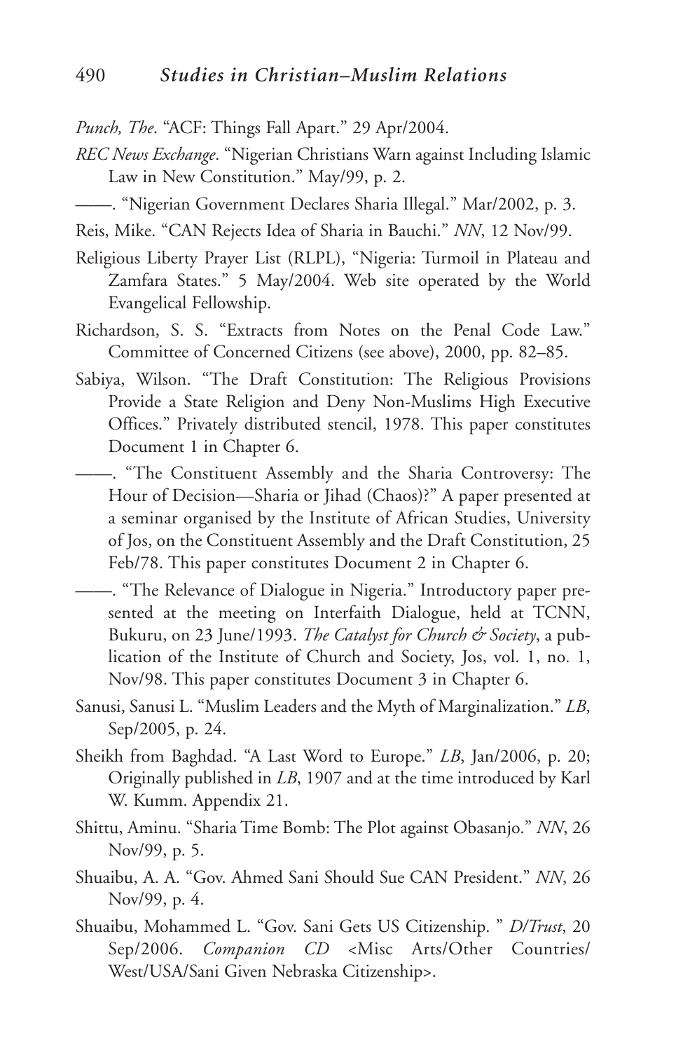*Punch, The*. "ACF: Things Fall Apart." 29 Apr/2004.

*REC News Exchange*. "Nigerian Christians Warn against Including Islamic Law in New Constitution." May/99, p. 2.

——. "Nigerian Government Declares Sharia Illegal." Mar/2002, p. 3.

Reis, Mike. "CAN Rejects Idea of Sharia in Bauchi." *NN*, 12 Nov/99.

Religious Liberty Prayer List (RLPL), "Nigeria: Turmoil in Plateau and Zamfara States." 5 May/2004. Web site operated by the World Evangelical Fellowship.

Richardson, S. S. "Extracts from Notes on the Penal Code Law." Committee of Concerned Citizens (see above), 2000, pp. 82–85.

Sabiya, Wilson. "The Draft Constitution: The Religious Provisions Provide a State Religion and Deny Non-Muslims High Executive Offices." Privately distributed stencil, 1978. This paper constitutes Document 1 in Chapter 6.

——. "The Constituent Assembly and the Sharia Controversy: The Hour of Decision—Sharia or Jihad (Chaos)?" A paper presented at a seminar organised by the Institute of African Studies, University of Jos, on the Constituent Assembly and the Draft Constitution, 25 Feb/78. This paper constitutes Document 2 in Chapter 6.

——. "The Relevance of Dialogue in Nigeria." Introductory paper presented at the meeting on Interfaith Dialogue, held at TCNN, Bukuru, on 23 June/1993. *The Catalyst for Church & Society*, a publication of the Institute of Church and Society, Jos, vol. 1, no. 1, Nov/98. This paper constitutes Document 3 in Chapter 6.

Sanusi, Sanusi L. "Muslim Leaders and the Myth of Marginalization." *LB*, Sep/2005, p. 24.

Sheikh from Baghdad. "A Last Word to Europe." *LB*, Jan/2006, p. 20; Originally published in *LB*, 1907 and at the time introduced by Karl W. Kumm. Appendix 21.

Shittu, Aminu. "Sharia Time Bomb: The Plot against Obasanjo." *NN*, 26 Nov/99, p. 5.

Shuaibu, A. A. "Gov. Ahmed Sani Should Sue CAN President." *NN*, 26 Nov/99, p. 4.

Shuaibu, Mohammed L. "Gov. Sani Gets US Citizenship. " *D/Trust*, 20 Sep/2006. *Companion CD* <Misc Arts/Other Countries/West/USA/Sani Given Nebraska Citizenship>.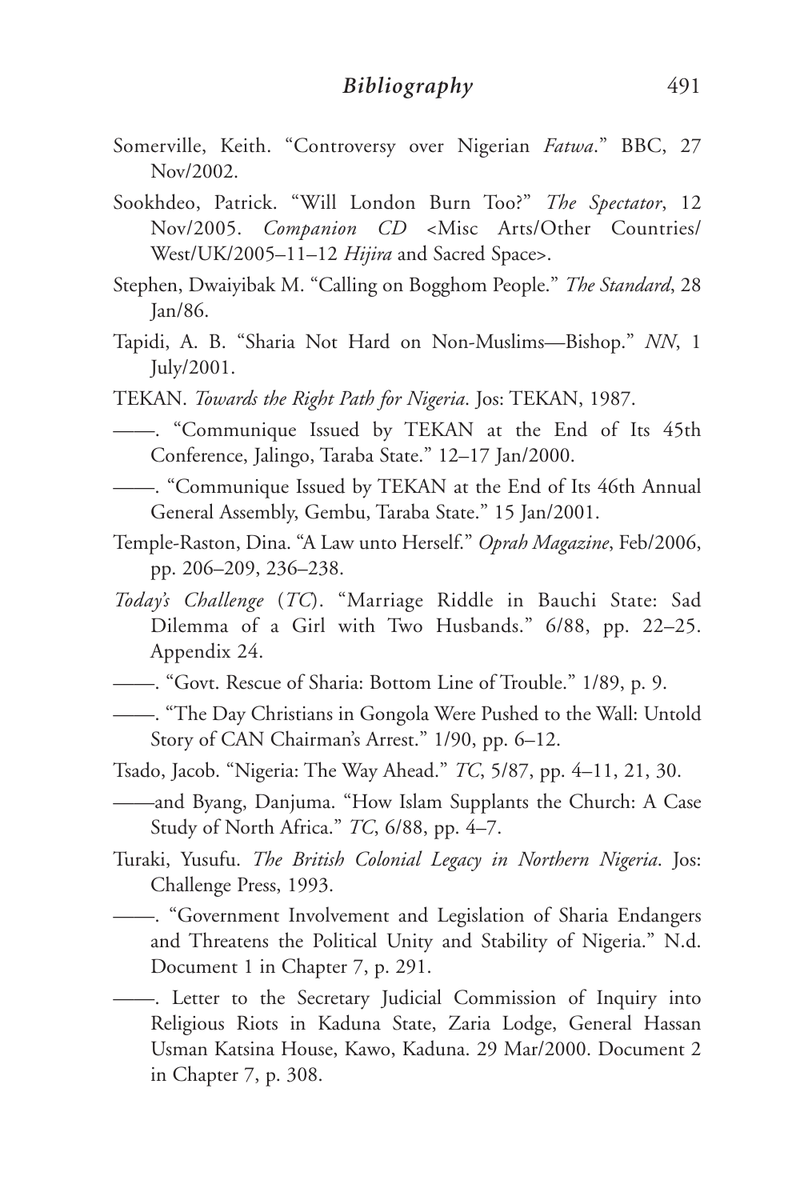Somerville, Keith. "Controversy over Nigerian *Fatwa*." BBC, 27 Nov/2002.

Sookhdeo, Patrick. "Will London Burn Too?" *The Spectator*, 12 Nov/2005. *Companion CD* <Misc Arts/Other Countries/West/UK/2005–11–12 *Hijira* and Sacred Space>.

Stephen, Dwaiyibak M. "Calling on Bogghom People." *The Standard*, 28 Jan/86.

Tapidi, A. B. "Sharia Not Hard on Non-Muslims—Bishop." *NN*, 1 July/2001.

TEKAN. *Towards the Right Path for Nigeria*. Jos: TEKAN, 1987.

——. "Communique Issued by TEKAN at the End of Its 45th Conference, Jalingo, Taraba State." 12–17 Jan/2000.

——. "Communique Issued by TEKAN at the End of Its 46th Annual General Assembly, Gembu, Taraba State." 15 Jan/2001.

Temple-Raston, Dina. "A Law unto Herself." *Oprah Magazine*, Feb/2006, pp. 206–209, 236–238.

*Today's Challenge* (*TC*). "Marriage Riddle in Bauchi State: Sad Dilemma of a Girl with Two Husbands." 6/88, pp. 22–25. Appendix 24.

——. "Govt. Rescue of Sharia: Bottom Line of Trouble." 1/89, p. 9.

——. "The Day Christians in Gongola Were Pushed to the Wall: Untold Story of CAN Chairman's Arrest." 1/90, pp. 6–12.

Tsado, Jacob. "Nigeria: The Way Ahead." *TC*, 5/87, pp. 4–11, 21, 30.

——and Byang, Danjuma. "How Islam Supplants the Church: A Case Study of North Africa." *TC*, 6/88, pp. 4–7.

Turaki, Yusufu. *The British Colonial Legacy in Northern Nigeria*. Jos: Challenge Press, 1993.

——. "Government Involvement and Legislation of Sharia Endangers and Threatens the Political Unity and Stability of Nigeria." N.d. Document 1 in Chapter 7, p. 291.

——. Letter to the Secretary Judicial Commission of Inquiry into Religious Riots in Kaduna State, Zaria Lodge, General Hassan Usman Katsina House, Kawo, Kaduna. 29 Mar/2000. Document 2 in Chapter 7, p. 308.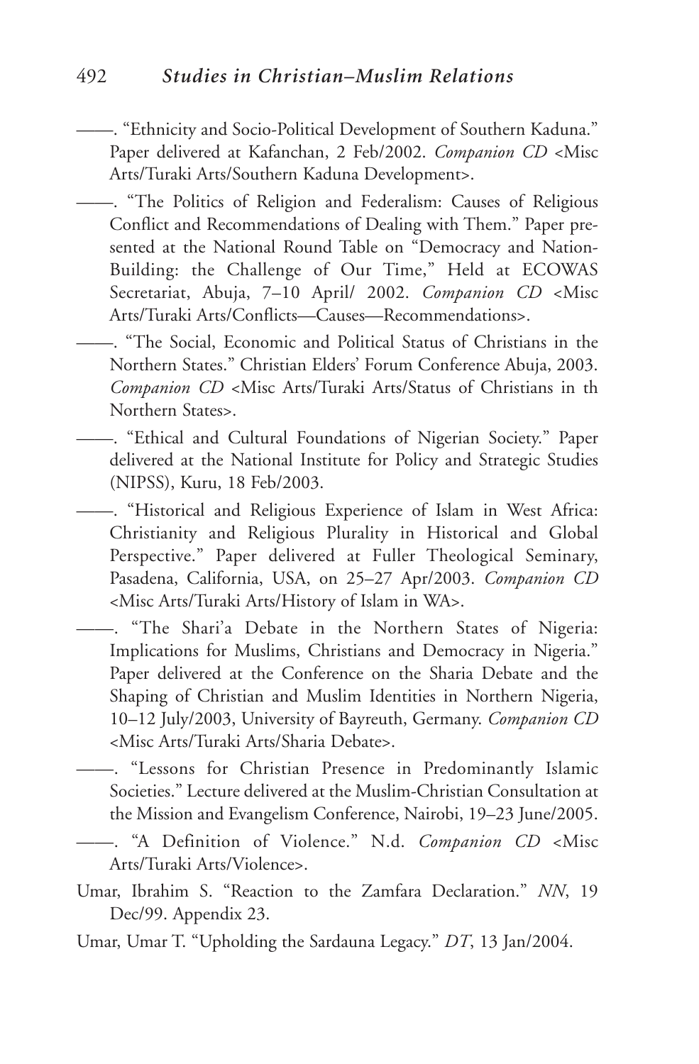——. "Ethnicity and Socio-Political Development of Southern Kaduna." Paper delivered at Kafanchan, 2 Feb/2002. *Companion CD* <Misc Arts/Turaki Arts/Southern Kaduna Development>.

——. "The Politics of Religion and Federalism: Causes of Religious Conflict and Recommendations of Dealing with Them." Paper presented at the National Round Table on "Democracy and Nation-Building: the Challenge of Our Time," Held at ECOWAS Secretariat, Abuja, 7–10 April/ 2002. *Companion CD* <Misc Arts/Turaki Arts/Conflicts—Causes—Recommendations>.

——. "The Social, Economic and Political Status of Christians in the Northern States." Christian Elders' Forum Conference Abuja, 2003. *Companion CD* <Misc Arts/Turaki Arts/Status of Christians in th Northern States>.

——. "Ethical and Cultural Foundations of Nigerian Society." Paper delivered at the National Institute for Policy and Strategic Studies (NIPSS), Kuru, 18 Feb/2003.

——. "Historical and Religious Experience of Islam in West Africa: Christianity and Religious Plurality in Historical and Global Perspective." Paper delivered at Fuller Theological Seminary, Pasadena, California, USA, on 25–27 Apr/2003. *Companion CD* <Misc Arts/Turaki Arts/History of Islam in WA>.

——. "The Shari'a Debate in the Northern States of Nigeria: Implications for Muslims, Christians and Democracy in Nigeria." Paper delivered at the Conference on the Sharia Debate and the Shaping of Christian and Muslim Identities in Northern Nigeria, 10–12 July/2003, University of Bayreuth, Germany. *Companion CD* <Misc Arts/Turaki Arts/Sharia Debate>.

——. "Lessons for Christian Presence in Predominantly Islamic Societies." Lecture delivered at the Muslim-Christian Consultation at the Mission and Evangelism Conference, Nairobi, 19–23 June/2005.

——. "A Definition of Violence." N.d. *Companion CD* <Misc Arts/Turaki Arts/Violence>.

Umar, Ibrahim S. "Reaction to the Zamfara Declaration." *NN*, 19 Dec/99. Appendix 23.

Umar, Umar T. "Upholding the Sardauna Legacy." *DT*, 13 Jan/2004.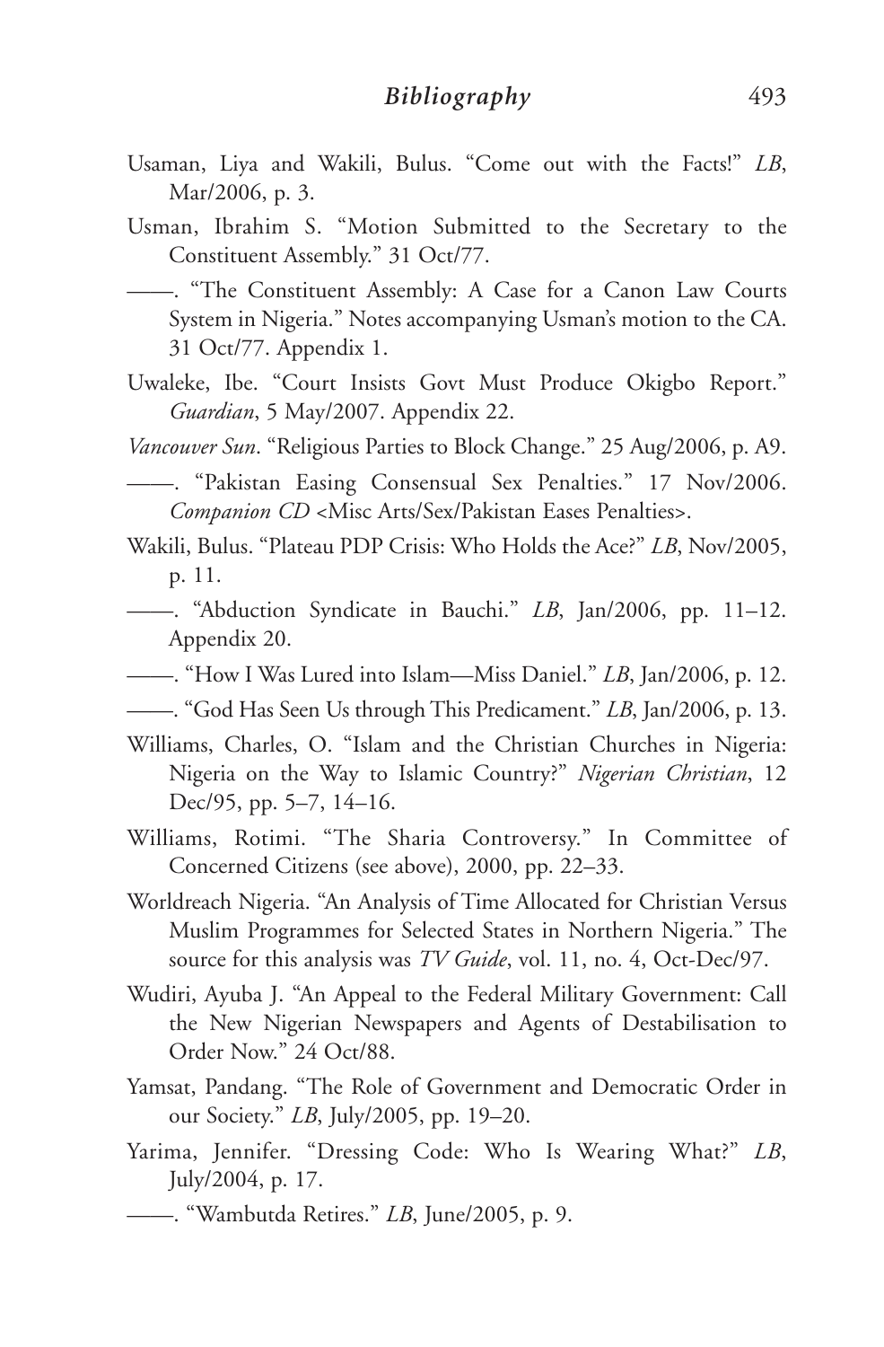Usaman, Liya and Wakili, Bulus. "Come out with the Facts!" *LB*, Mar/2006, p. 3.

Usman, Ibrahim S. "Motion Submitted to the Secretary to the Constituent Assembly." 31 Oct/77.

——. "The Constituent Assembly: A Case for a Canon Law Courts System in Nigeria." Notes accompanying Usman's motion to the CA. 31 Oct/77. Appendix 1.

Uwaleke, Ibe. "Court Insists Govt Must Produce Okigbo Report." *Guardian*, 5 May/2007. Appendix 22.

*Vancouver Sun*. "Religious Parties to Block Change." 25 Aug/2006, p. A9.

——. "Pakistan Easing Consensual Sex Penalties." 17 Nov/2006. *Companion CD* <Misc Arts/Sex/Pakistan Eases Penalties>.

Wakili, Bulus. "Plateau PDP Crisis: Who Holds the Ace?" *LB*, Nov/2005, p. 11.

——. "Abduction Syndicate in Bauchi." *LB*, Jan/2006, pp. 11–12. Appendix 20.

——. "How I Was Lured into Islam—Miss Daniel." *LB*, Jan/2006, p. 12.

——. "God Has Seen Us through This Predicament." *LB*, Jan/2006, p. 13.

Williams, Charles, O. "Islam and the Christian Churches in Nigeria: Nigeria on the Way to Islamic Country?" *Nigerian Christian*, 12 Dec/95, pp. 5–7, 14–16.

Williams, Rotimi. "The Sharia Controversy." In Committee of Concerned Citizens (see above), 2000, pp. 22–33.

Worldreach Nigeria. "An Analysis of Time Allocated for Christian Versus Muslim Programmes for Selected States in Northern Nigeria." The source for this analysis was *TV Guide*, vol. 11, no. 4, Oct-Dec/97.

Wudiri, Ayuba J. "An Appeal to the Federal Military Government: Call the New Nigerian Newspapers and Agents of Destabilisation to Order Now." 24 Oct/88.

Yamsat, Pandang. "The Role of Government and Democratic Order in our Society." *LB*, July/2005, pp. 19–20.

Yarima, Jennifer. "Dressing Code: Who Is Wearing What?" *LB*, July/2004, p. 17.

——. "Wambutda Retires." *LB*, June/2005, p. 9.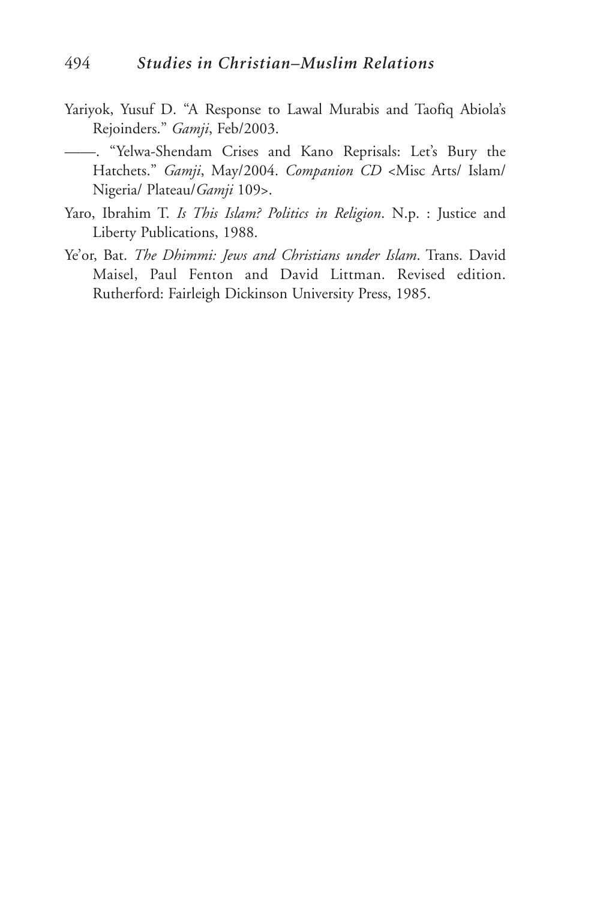Yariyok, Yusuf D. "A Response to Lawal Murabis and Taofiq Abiola's Rejoinders." *Gamji*, Feb/2003.

——. "Yelwa-Shendam Crises and Kano Reprisals: Let's Bury the Hatchets." *Gamji*, May/2004. *Companion CD* <Misc Arts/ Islam/ Nigeria/ Plateau/*Gamji* 109>.

Yaro, Ibrahim T. *Is This Islam? Politics in Religion*. N.p. : Justice and Liberty Publications, 1988.

Ye'or, Bat. *The Dhimmi: Jews and Christians under Islam*. Trans. David Maisel, Paul Fenton and David Littman. Revised edition. Rutherford: Fairleigh Dickinson University Press, 1985.